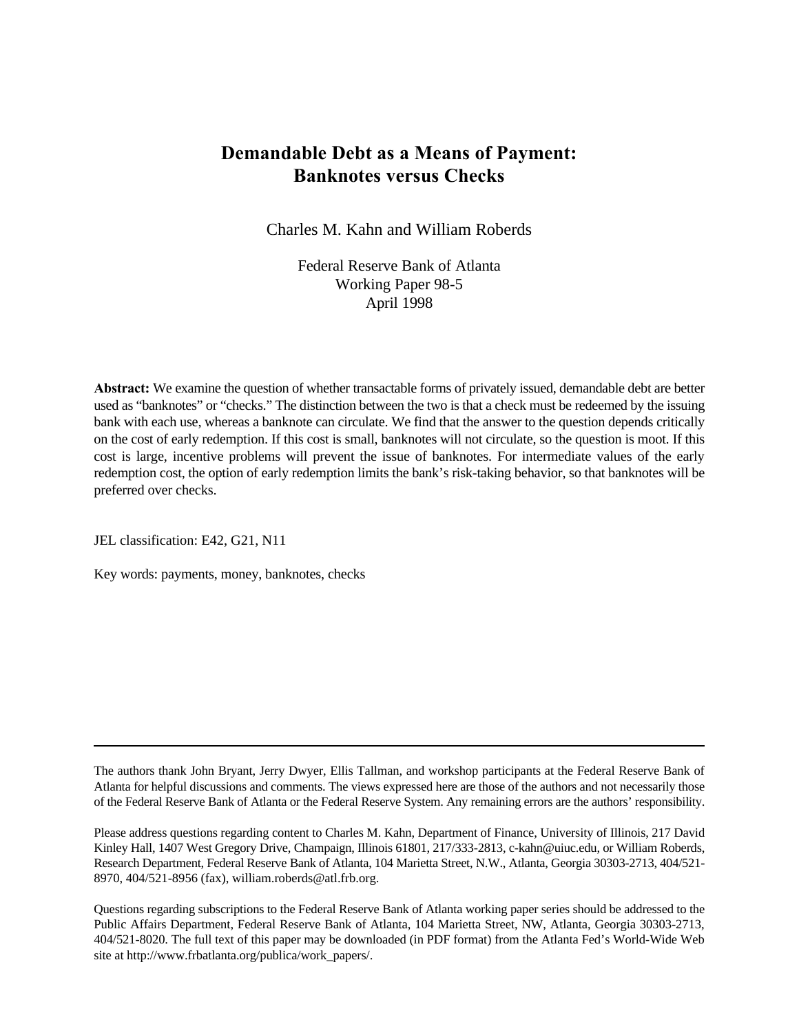# Demandable Debt as a Means of Payment: Banknotes versus Checks

Charles M. Kahn and William Roberds

Federal Reserve Bank of Atlanta
Working Paper 98-5
April 1998

**Abstract:** We examine the question of whether transactable forms of privately issued, demandable debt are better used as "banknotes" or "checks." The distinction between the two is that a check must be redeemed by the issuing bank with each use, whereas a banknote can circulate. We find that the answer to the question depends critically on the cost of early redemption. If this cost is small, banknotes will not circulate, so the question is moot. If this cost is large, incentive problems will prevent the issue of banknotes. For intermediate values of the early redemption cost, the option of early redemption limits the bank's risk-taking behavior, so that banknotes will be preferred over checks.

JEL classification: E42, G21, N11

Key words: payments, money, banknotes, checks

---

The authors thank John Bryant, Jerry Dwyer, Ellis Tallman, and workshop participants at the Federal Reserve Bank of Atlanta for helpful discussions and comments. The views expressed here are those of the authors and not necessarily those of the Federal Reserve Bank of Atlanta or the Federal Reserve System. Any remaining errors are the authors' responsibility.

Please address questions regarding content to Charles M. Kahn, Department of Finance, University of Illinois, 217 David Kinley Hall, 1407 West Gregory Drive, Champaign, Illinois 61801, 217/333-2813, c-kahn@uiuc.edu, or William Roberds, Research Department, Federal Reserve Bank of Atlanta, 104 Marietta Street, N.W., Atlanta, Georgia 30303-2713, 404/521-8970, 404/521-8956 (fax), william.roberds@atl.frb.org.

Questions regarding subscriptions to the Federal Reserve Bank of Atlanta working paper series should be addressed to the Public Affairs Department, Federal Reserve Bank of Atlanta, 104 Marietta Street, NW, Atlanta, Georgia 30303-2713, 404/521-8020. The full text of this paper may be downloaded (in PDF format) from the Atlanta Fed's World-Wide Web site at http://www.frbatlanta.org/publica/work_papers/.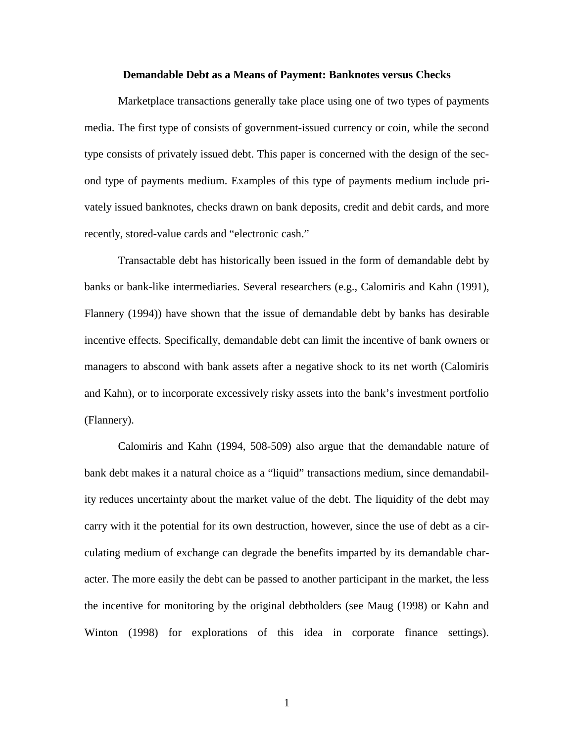**Demandable Debt as a Means of Payment: Banknotes versus Checks**

Marketplace transactions generally take place using one of two types of payments media. The first type of consists of government-issued currency or coin, while the second type consists of privately issued debt. This paper is concerned with the design of the second type of payments medium. Examples of this type of payments medium include privately issued banknotes, checks drawn on bank deposits, credit and debit cards, and more recently, stored-value cards and "electronic cash."

Transactable debt has historically been issued in the form of demandable debt by banks or bank-like intermediaries. Several researchers (e.g., Calomiris and Kahn (1991), Flannery (1994)) have shown that the issue of demandable debt by banks has desirable incentive effects. Specifically, demandable debt can limit the incentive of bank owners or managers to abscond with bank assets after a negative shock to its net worth (Calomiris and Kahn), or to incorporate excessively risky assets into the bank's investment portfolio (Flannery).

Calomiris and Kahn (1994, 508-509) also argue that the demandable nature of bank debt makes it a natural choice as a "liquid" transactions medium, since demandability reduces uncertainty about the market value of the debt. The liquidity of the debt may carry with it the potential for its own destruction, however, since the use of debt as a circulating medium of exchange can degrade the benefits imparted by its demandable character. The more easily the debt can be passed to another participant in the market, the less the incentive for monitoring by the original debtholders (see Maug (1998) or Kahn and Winton (1998) for explorations of this idea in corporate finance settings).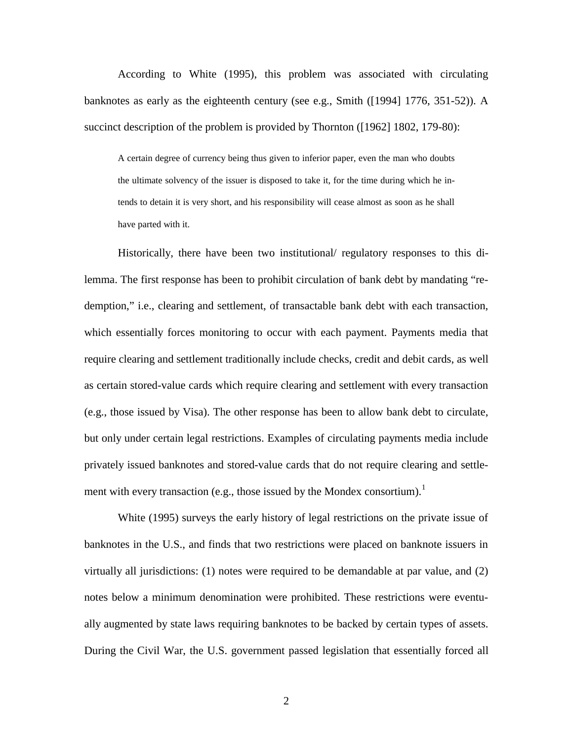According to White (1995), this problem was associated with circulating banknotes as early as the eighteenth century (see e.g., Smith ([1994] 1776, 351-52)). A succinct description of the problem is provided by Thornton ([1962] 1802, 179-80):

> A certain degree of currency being thus given to inferior paper, even the man who doubts the ultimate solvency of the issuer is disposed to take it, for the time during which he intends to detain it is very short, and his responsibility will cease almost as soon as he shall have parted with it.

Historically, there have been two institutional/ regulatory responses to this dilemma. The first response has been to prohibit circulation of bank debt by mandating "redemption," i.e., clearing and settlement, of transactable bank debt with each transaction, which essentially forces monitoring to occur with each payment. Payments media that require clearing and settlement traditionally include checks, credit and debit cards, as well as certain stored-value cards which require clearing and settlement with every transaction (e.g., those issued by Visa). The other response has been to allow bank debt to circulate, but only under certain legal restrictions. Examples of circulating payments media include privately issued banknotes and stored-value cards that do not require clearing and settlement with every transaction (e.g., those issued by the Mondex consortium).[1]

White (1995) surveys the early history of legal restrictions on the private issue of banknotes in the U.S., and finds that two restrictions were placed on banknote issuers in virtually all jurisdictions: (1) notes were required to be demandable at par value, and (2) notes below a minimum denomination were prohibited. These restrictions were eventually augmented by state laws requiring banknotes to be backed by certain types of assets. During the Civil War, the U.S. government passed legislation that essentially forced all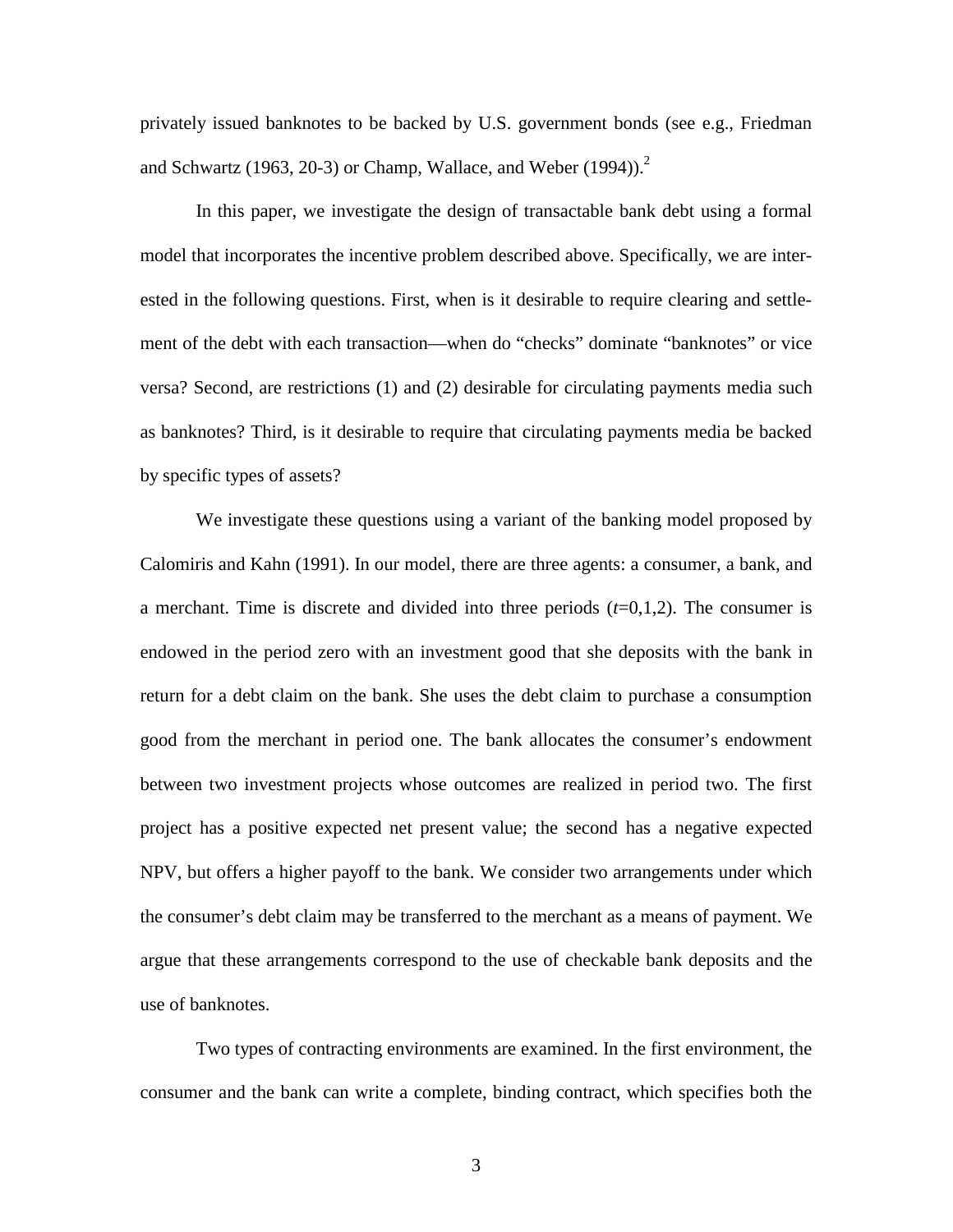privately issued banknotes to be backed by U.S. government bonds (see e.g., Friedman and Schwartz (1963, 20-3) or Champ, Wallace, and Weber (1994)).[2]

In this paper, we investigate the design of transactable bank debt using a formal model that incorporates the incentive problem described above. Specifically, we are interested in the following questions. First, when is it desirable to require clearing and settlement of the debt with each transaction—when do "checks" dominate "banknotes" or vice versa? Second, are restrictions (1) and (2) desirable for circulating payments media such as banknotes? Third, is it desirable to require that circulating payments media be backed by specific types of assets?

We investigate these questions using a variant of the banking model proposed by Calomiris and Kahn (1991). In our model, there are three agents: a consumer, a bank, and a merchant. Time is discrete and divided into three periods ($t$=0,1,2). The consumer is endowed in the period zero with an investment good that she deposits with the bank in return for a debt claim on the bank. She uses the debt claim to purchase a consumption good from the merchant in period one. The bank allocates the consumer's endowment between two investment projects whose outcomes are realized in period two. The first project has a positive expected net present value; the second has a negative expected NPV, but offers a higher payoff to the bank. We consider two arrangements under which the consumer's debt claim may be transferred to the merchant as a means of payment. We argue that these arrangements correspond to the use of checkable bank deposits and the use of banknotes.

Two types of contracting environments are examined. In the first environment, the consumer and the bank can write a complete, binding contract, which specifies both the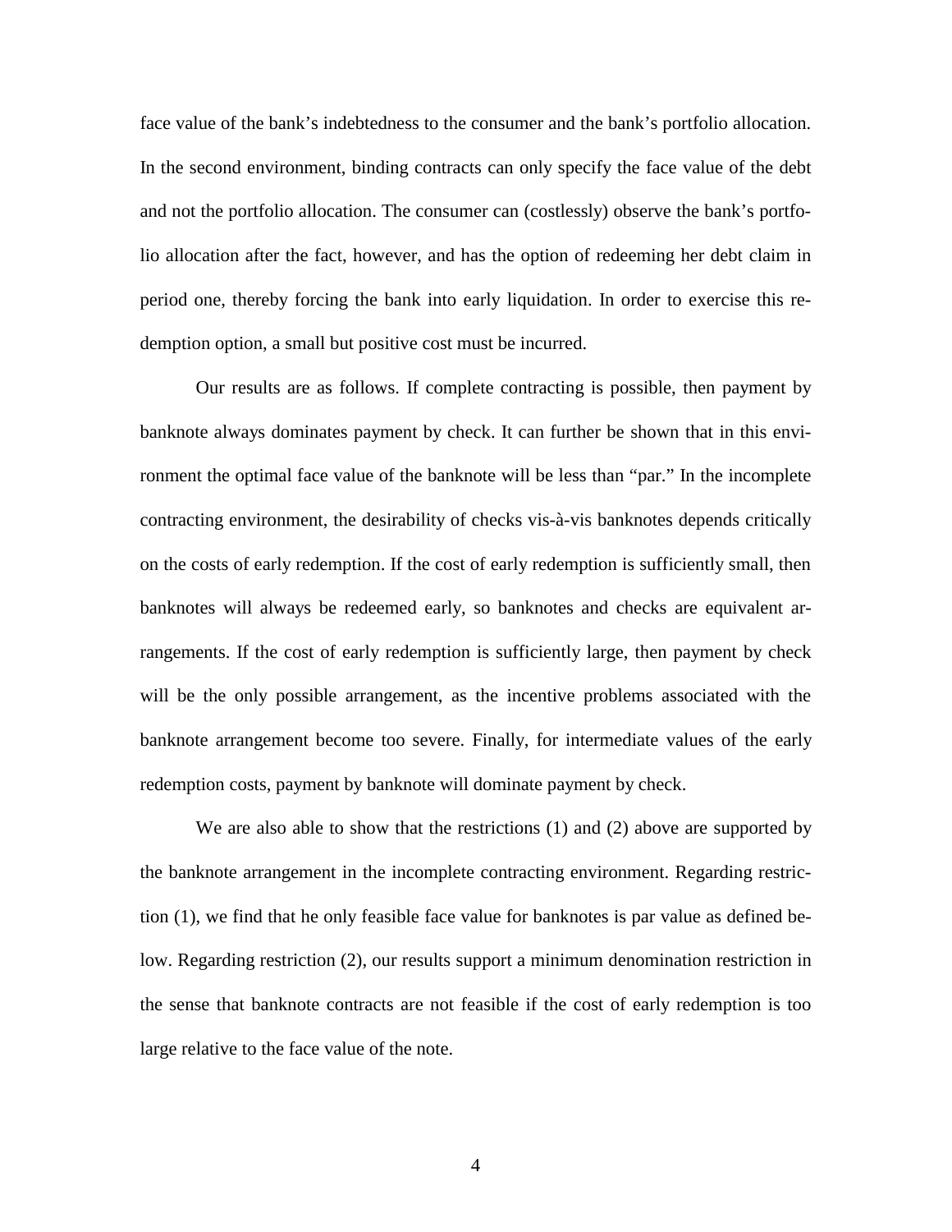face value of the bank's indebtedness to the consumer and the bank's portfolio allocation. In the second environment, binding contracts can only specify the face value of the debt and not the portfolio allocation. The consumer can (costlessly) observe the bank's portfolio allocation after the fact, however, and has the option of redeeming her debt claim in period one, thereby forcing the bank into early liquidation. In order to exercise this redemption option, a small but positive cost must be incurred.

Our results are as follows. If complete contracting is possible, then payment by banknote always dominates payment by check. It can further be shown that in this environment the optimal face value of the banknote will be less than "par." In the incomplete contracting environment, the desirability of checks vis-à-vis banknotes depends critically on the costs of early redemption. If the cost of early redemption is sufficiently small, then banknotes will always be redeemed early, so banknotes and checks are equivalent arrangements. If the cost of early redemption is sufficiently large, then payment by check will be the only possible arrangement, as the incentive problems associated with the banknote arrangement become too severe. Finally, for intermediate values of the early redemption costs, payment by banknote will dominate payment by check.

We are also able to show that the restrictions (1) and (2) above are supported by the banknote arrangement in the incomplete contracting environment. Regarding restriction (1), we find that he only feasible face value for banknotes is par value as defined below. Regarding restriction (2), our results support a minimum denomination restriction in the sense that banknote contracts are not feasible if the cost of early redemption is too large relative to the face value of the note.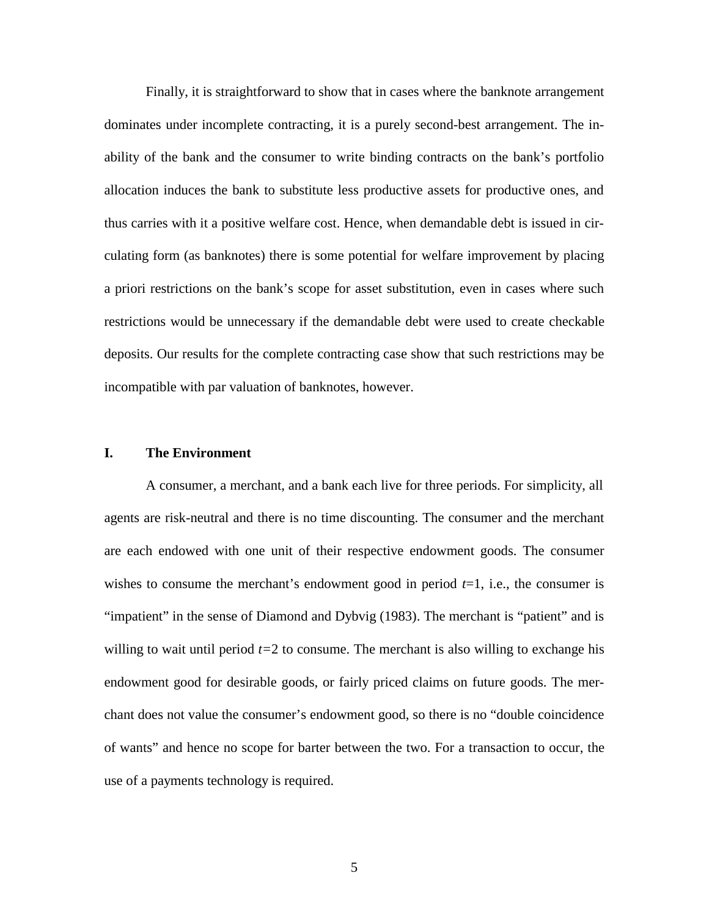Finally, it is straightforward to show that in cases where the banknote arrangement dominates under incomplete contracting, it is a purely second-best arrangement. The inability of the bank and the consumer to write binding contracts on the bank's portfolio allocation induces the bank to substitute less productive assets for productive ones, and thus carries with it a positive welfare cost. Hence, when demandable debt is issued in circulating form (as banknotes) there is some potential for welfare improvement by placing a priori restrictions on the bank's scope for asset substitution, even in cases where such restrictions would be unnecessary if the demandable debt were used to create checkable deposits. Our results for the complete contracting case show that such restrictions may be incompatible with par valuation of banknotes, however.

## I. The Environment

A consumer, a merchant, and a bank each live for three periods. For simplicity, all agents are risk-neutral and there is no time discounting. The consumer and the merchant are each endowed with one unit of their respective endowment goods. The consumer wishes to consume the merchant's endowment good in period $t=1$, i.e., the consumer is "impatient" in the sense of Diamond and Dybvig (1983). The merchant is "patient" and is willing to wait until period $t=2$ to consume. The merchant is also willing to exchange his endowment good for desirable goods, or fairly priced claims on future goods. The merchant does not value the consumer's endowment good, so there is no "double coincidence of wants" and hence no scope for barter between the two. For a transaction to occur, the use of a payments technology is required.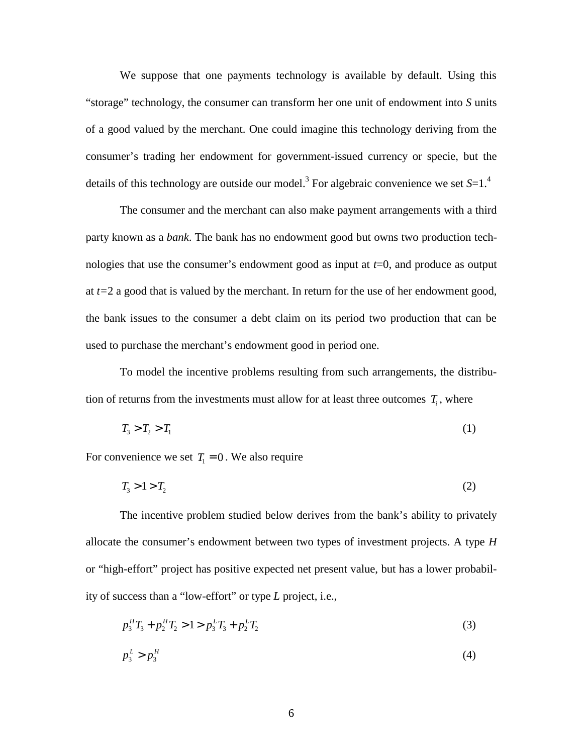We suppose that one payments technology is available by default. Using this "storage" technology, the consumer can transform her one unit of endowment into *S* units of a good valued by the merchant. One could imagine this technology deriving from the consumer's trading her endowment for government-issued currency or specie, but the details of this technology are outside our model.[3] For algebraic convenience we set *S*=1.[4]

The consumer and the merchant can also make payment arrangements with a third party known as a *bank*. The bank has no endowment good but owns two production technologies that use the consumer's endowment good as input at *t*=0, and produce as output at *t*=2 a good that is valued by the merchant. In return for the use of her endowment good, the bank issues to the consumer a debt claim on its period two production that can be used to purchase the merchant's endowment good in period one.

To model the incentive problems resulting from such arrangements, the distribution of returns from the investments must allow for at least three outcomes $T_i$, where

$$T_3 > T_2 > T_1 \tag{1}$$

For convenience we set $T_1 = 0$. We also require

$$T_3 > 1 > T_2 \tag{2}$$

The incentive problem studied below derives from the bank's ability to privately allocate the consumer's endowment between two types of investment projects. A type *H* or "high-effort" project has positive expected net present value, but has a lower probability of success than a "low-effort" or type *L* project, i.e.,

$$p_3^H T_3 + p_2^H T_2 > 1 > p_3^L T_3 + p_2^L T_2 \tag{3}$$

$$p_3^L > p_3^H \tag{4}$$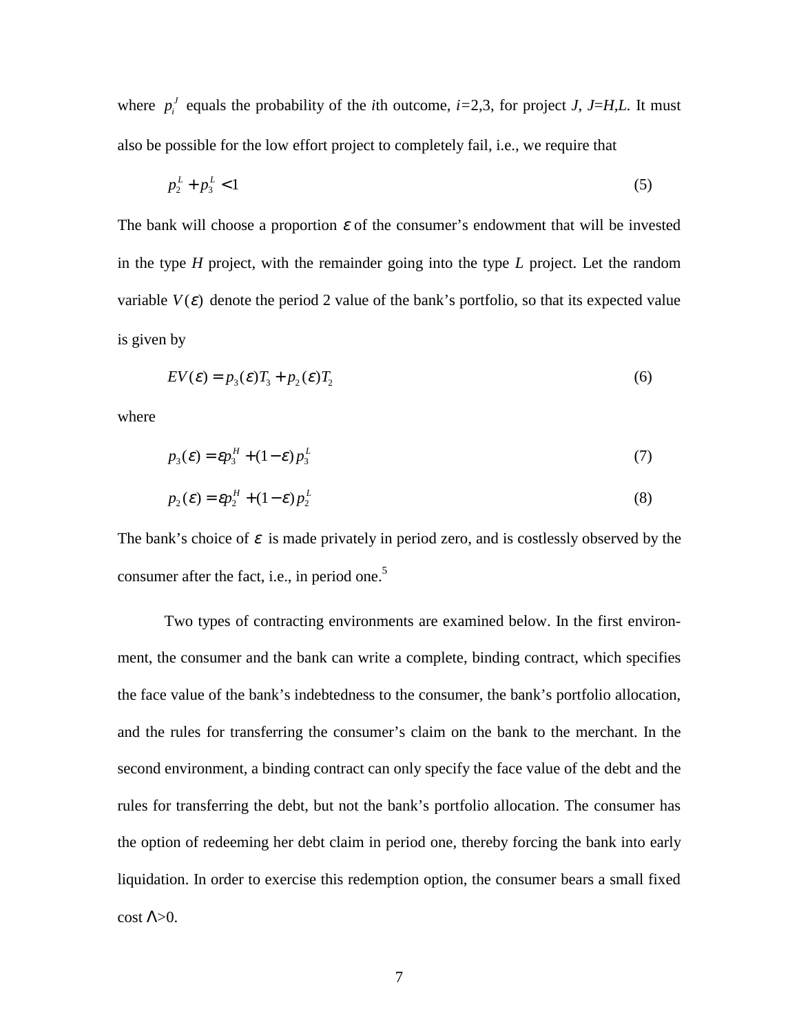where $p_i^J$ equals the probability of the *i*th outcome, *i*=2,3, for project *J*, *J*=*H*,*L*. It must also be possible for the low effort project to completely fail, i.e., we require that

$$p_2^L + p_3^L < 1 \tag{5}$$

The bank will choose a proportion $\varepsilon$ of the consumer's endowment that will be invested in the type *H* project, with the remainder going into the type *L* project. Let the random variable $V(\varepsilon)$ denote the period 2 value of the bank's portfolio, so that its expected value is given by

$$EV(\varepsilon) = p_3(\varepsilon)T_3 + p_2(\varepsilon)T_2 \tag{6}$$

where

$$p_3(\varepsilon) = \varepsilon p_3^H + (1-\varepsilon)p_3^L \tag{7}$$

$$p_2(\varepsilon) = \varepsilon p_2^H + (1-\varepsilon)p_2^L \tag{8}$$

The bank's choice of $\varepsilon$ is made privately in period zero, and is costlessly observed by the consumer after the fact, i.e., in period one.[5]

Two types of contracting environments are examined below. In the first environment, the consumer and the bank can write a complete, binding contract, which specifies the face value of the bank's indebtedness to the consumer, the bank's portfolio allocation, and the rules for transferring the consumer's claim on the bank to the merchant. In the second environment, a binding contract can only specify the face value of the debt and the rules for transferring the debt, but not the bank's portfolio allocation. The consumer has the option of redeeming her debt claim in period one, thereby forcing the bank into early liquidation. In order to exercise this redemption option, the consumer bears a small fixed cost $\Lambda$>0.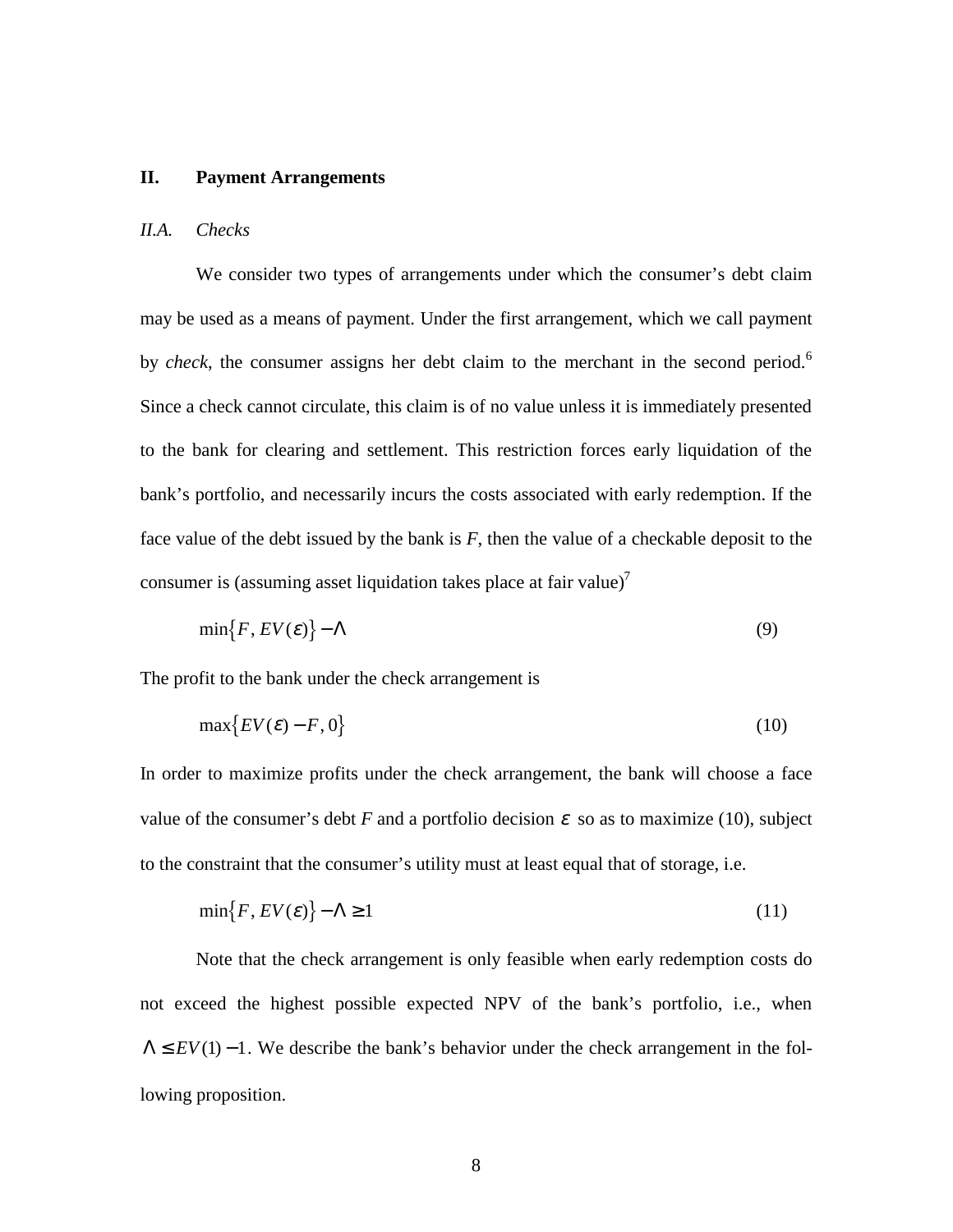## II. Payment Arrangements

### *II.A. Checks*

We consider two types of arrangements under which the consumer's debt claim may be used as a means of payment. Under the first arrangement, which we call payment by *check*, the consumer assigns her debt claim to the merchant in the second period.[6] Since a check cannot circulate, this claim is of no value unless it is immediately presented to the bank for clearing and settlement. This restriction forces early liquidation of the bank's portfolio, and necessarily incurs the costs associated with early redemption. If the face value of the debt issued by the bank is $F$, then the value of a checkable deposit to the consumer is (assuming asset liquidation takes place at fair value)[7]

$$\min\{F, EV(\varepsilon)\} - \Lambda \tag{9}$$

The profit to the bank under the check arrangement is

$$\max\{EV(\varepsilon) - F, 0\} \tag{10}$$

In order to maximize profits under the check arrangement, the bank will choose a face value of the consumer's debt $F$ and a portfolio decision $\varepsilon$ so as to maximize (10), subject to the constraint that the consumer's utility must at least equal that of storage, i.e.

$$\min\{F, EV(\varepsilon)\} - \Lambda \geq 1 \tag{11}$$

Note that the check arrangement is only feasible when early redemption costs do not exceed the highest possible expected NPV of the bank's portfolio, i.e., when $\Lambda \leq EV(1) - 1$. We describe the bank's behavior under the check arrangement in the following proposition.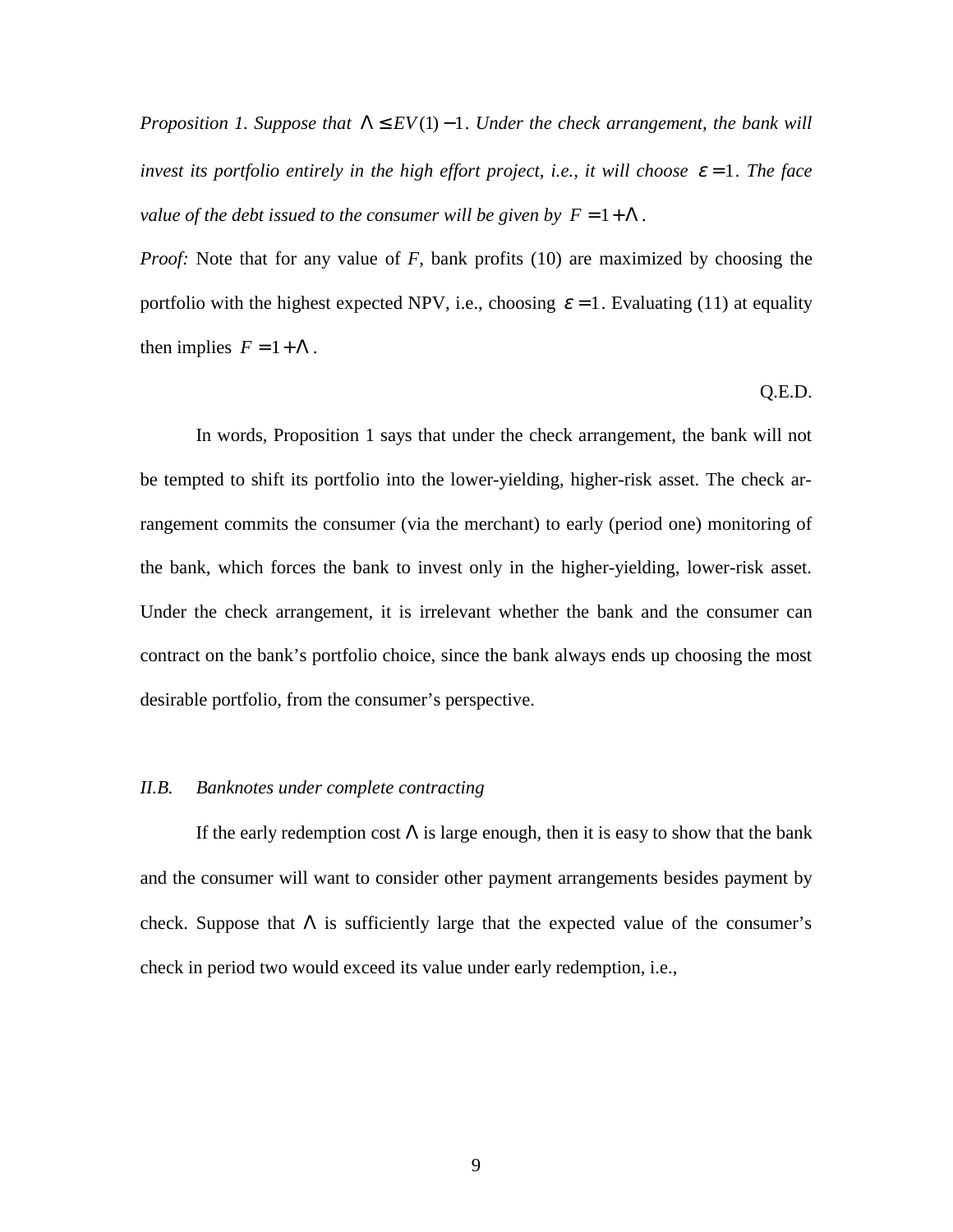*Proposition 1. Suppose that $\Lambda \leq EV(1)-1$. Under the check arrangement, the bank will invest its portfolio entirely in the high effort project, i.e., it will choose $\varepsilon = 1$. The face value of the debt issued to the consumer will be given by $F = 1 + \Lambda$.*

*Proof:* Note that for any value of *F*, bank profits (10) are maximized by choosing the portfolio with the highest expected NPV, i.e., choosing $\varepsilon = 1$. Evaluating (11) at equality then implies $F = 1 + \Lambda$.

Q.E.D.

In words, Proposition 1 says that under the check arrangement, the bank will not be tempted to shift its portfolio into the lower-yielding, higher-risk asset. The check arrangement commits the consumer (via the merchant) to early (period one) monitoring of the bank, which forces the bank to invest only in the higher-yielding, lower-risk asset. Under the check arrangement, it is irrelevant whether the bank and the consumer can contract on the bank's portfolio choice, since the bank always ends up choosing the most desirable portfolio, from the consumer's perspective.

### *II.B. Banknotes under complete contracting*

If the early redemption cost $\Lambda$ is large enough, then it is easy to show that the bank and the consumer will want to consider other payment arrangements besides payment by check. Suppose that $\Lambda$ is sufficiently large that the expected value of the consumer's check in period two would exceed its value under early redemption, i.e.,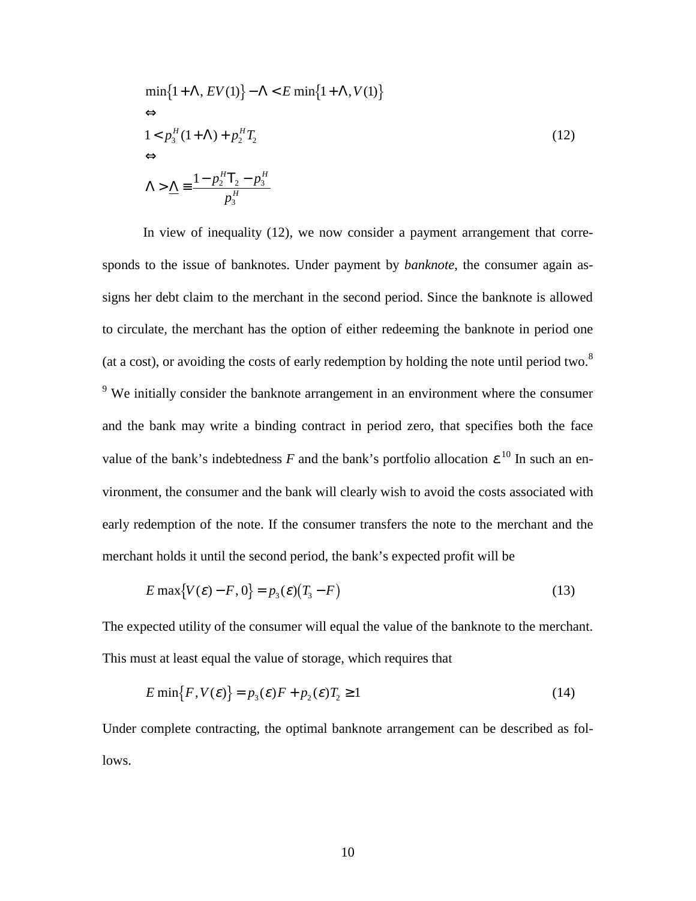$$
\begin{aligned}
&\min\{1+\Lambda, EV(1)\} - \Lambda < E\min\{1+\Lambda, V(1)\} \\
&\Leftrightarrow \\
&1 < p_3^H(1+\Lambda) + p_2^H T_2 \\
&\Leftrightarrow \\
&\Lambda > \underline{\Lambda} \equiv \frac{1 - p_2^H T_2 - p_3^H}{p_3^H}
\end{aligned}
\tag{12}
$$

In view of inequality (12), we now consider a payment arrangement that corresponds to the issue of banknotes. Under payment by *banknote*, the consumer again assigns her debt claim to the merchant in the second period. Since the banknote is allowed to circulate, the merchant has the option of either redeeming the banknote in period one (at a cost), or avoiding the costs of early redemption by holding the note until period two.[8] [9] We initially consider the banknote arrangement in an environment where the consumer and the bank may write a binding contract in period zero, that specifies both the face value of the bank's indebtedness $F$ and the bank's portfolio allocation $\varepsilon$.[10] In such an environment, the consumer and the bank will clearly wish to avoid the costs associated with early redemption of the note. If the consumer transfers the note to the merchant and the merchant holds it until the second period, the bank's expected profit will be

$$
E\max\{V(\varepsilon) - F, 0\} = p_3(\varepsilon)(T_3 - F) \tag{13}
$$

The expected utility of the consumer will equal the value of the banknote to the merchant. This must at least equal the value of storage, which requires that

$$
E\min\{F, V(\varepsilon)\} = p_3(\varepsilon)F + p_2(\varepsilon)T_2 \geq 1 \tag{14}
$$

Under complete contracting, the optimal banknote arrangement can be described as follows.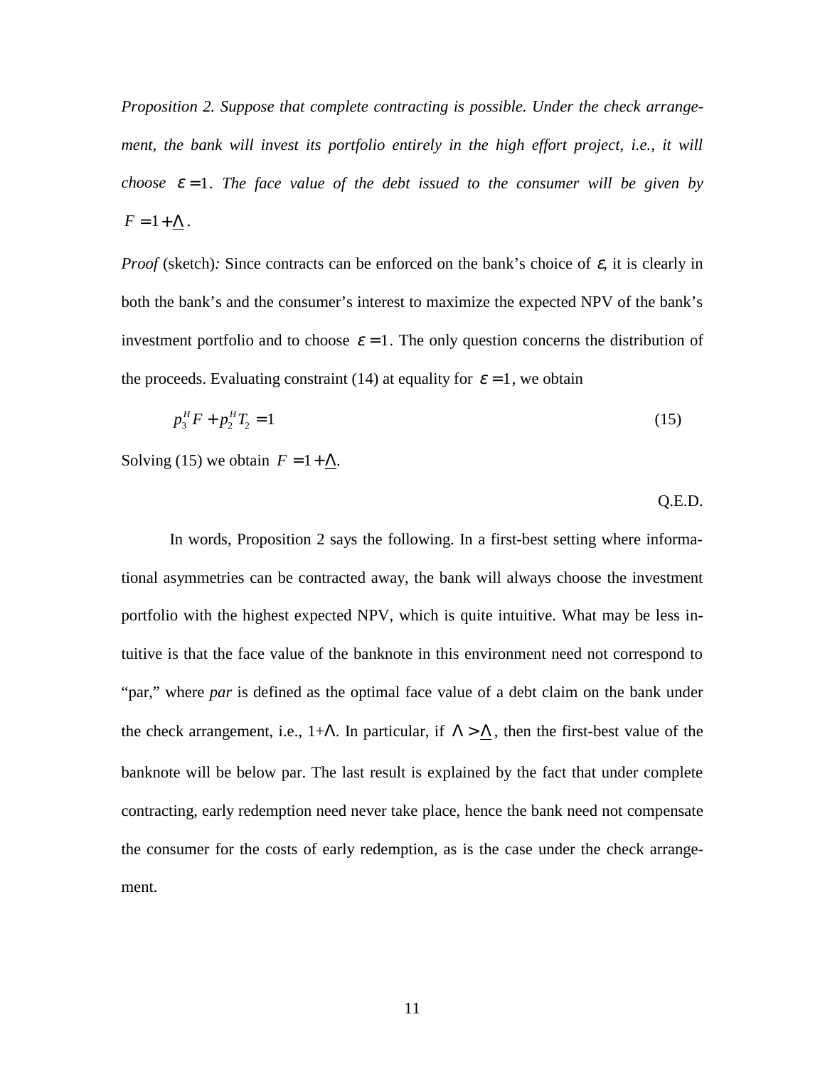*Proposition 2. Suppose that complete contracting is possible. Under the check arrangement, the bank will invest its portfolio entirely in the high effort project, i.e., it will choose* $\varepsilon = 1$. *The face value of the debt issued to the consumer will be given by* $F = 1 + \underline{\Lambda}$.

*Proof* (sketch)*:* Since contracts can be enforced on the bank's choice of $\varepsilon$, it is clearly in both the bank's and the consumer's interest to maximize the expected NPV of the bank's investment portfolio and to choose $\varepsilon = 1$. The only question concerns the distribution of the proceeds. Evaluating constraint (14) at equality for $\varepsilon = 1$, we obtain

$$p_3^H F + p_2^H T_2 = 1 \tag{15}$$

Solving (15) we obtain $F = 1 + \underline{\Lambda}$.

Q.E.D.

In words, Proposition 2 says the following. In a first-best setting where informational asymmetries can be contracted away, the bank will always choose the investment portfolio with the highest expected NPV, which is quite intuitive. What may be less intuitive is that the face value of the banknote in this environment need not correspond to "par," where *par* is defined as the optimal face value of a debt claim on the bank under the check arrangement, i.e., 1+$\Lambda$. In particular, if $\Lambda > \underline{\Lambda}$, then the first-best value of the banknote will be below par. The last result is explained by the fact that under complete contracting, early redemption need never take place, hence the bank need not compensate the consumer for the costs of early redemption, as is the case under the check arrangement.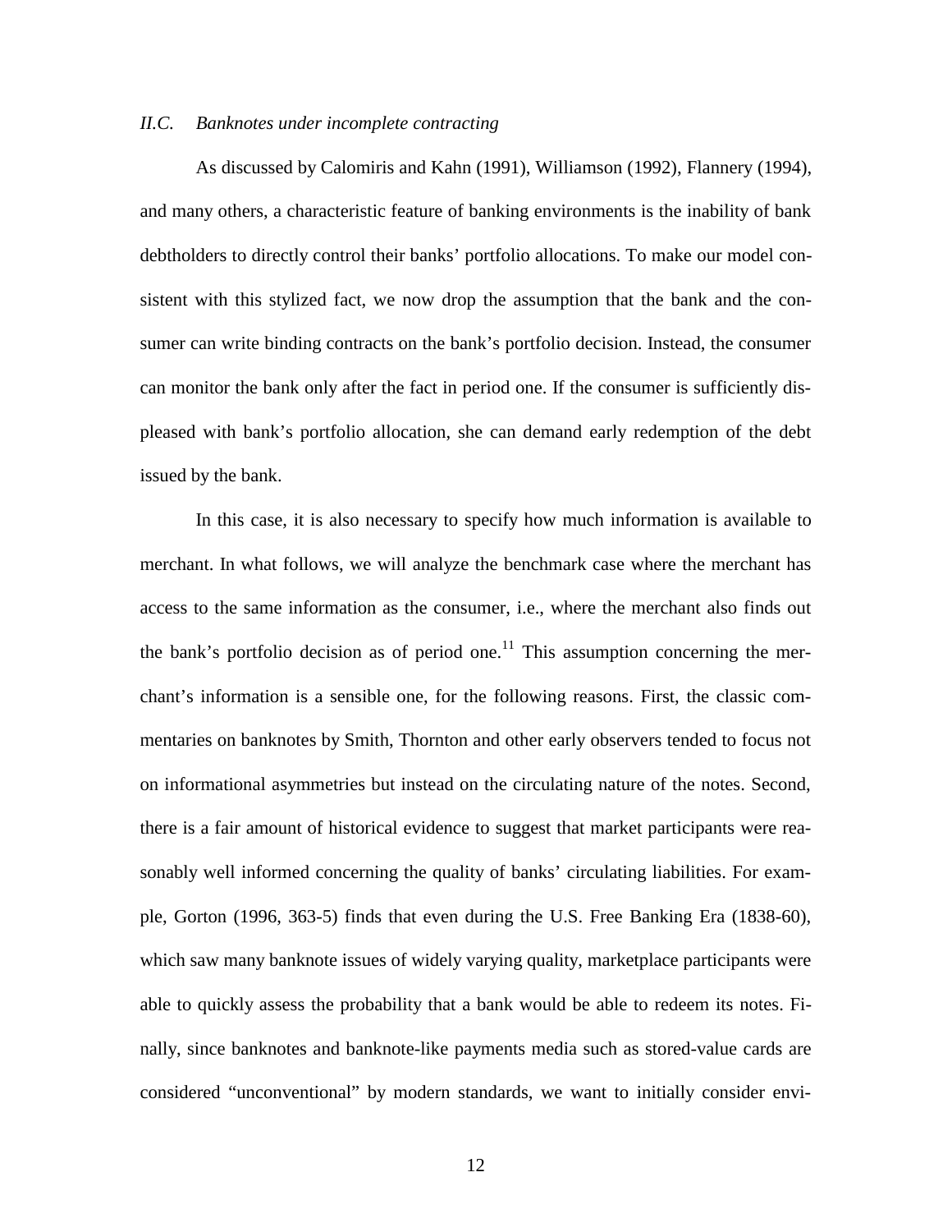### *II.C. Banknotes under incomplete contracting*

As discussed by Calomiris and Kahn (1991), Williamson (1992), Flannery (1994), and many others, a characteristic feature of banking environments is the inability of bank debtholders to directly control their banks' portfolio allocations. To make our model consistent with this stylized fact, we now drop the assumption that the bank and the consumer can write binding contracts on the bank's portfolio decision. Instead, the consumer can monitor the bank only after the fact in period one. If the consumer is sufficiently displeased with bank's portfolio allocation, she can demand early redemption of the debt issued by the bank.

In this case, it is also necessary to specify how much information is available to merchant. In what follows, we will analyze the benchmark case where the merchant has access to the same information as the consumer, i.e., where the merchant also finds out the bank's portfolio decision as of period one.[11] This assumption concerning the merchant's information is a sensible one, for the following reasons. First, the classic commentaries on banknotes by Smith, Thornton and other early observers tended to focus not on informational asymmetries but instead on the circulating nature of the notes. Second, there is a fair amount of historical evidence to suggest that market participants were reasonably well informed concerning the quality of banks' circulating liabilities. For example, Gorton (1996, 363-5) finds that even during the U.S. Free Banking Era (1838-60), which saw many banknote issues of widely varying quality, marketplace participants were able to quickly assess the probability that a bank would be able to redeem its notes. Finally, since banknotes and banknote-like payments media such as stored-value cards are considered "unconventional" by modern standards, we want to initially consider envi-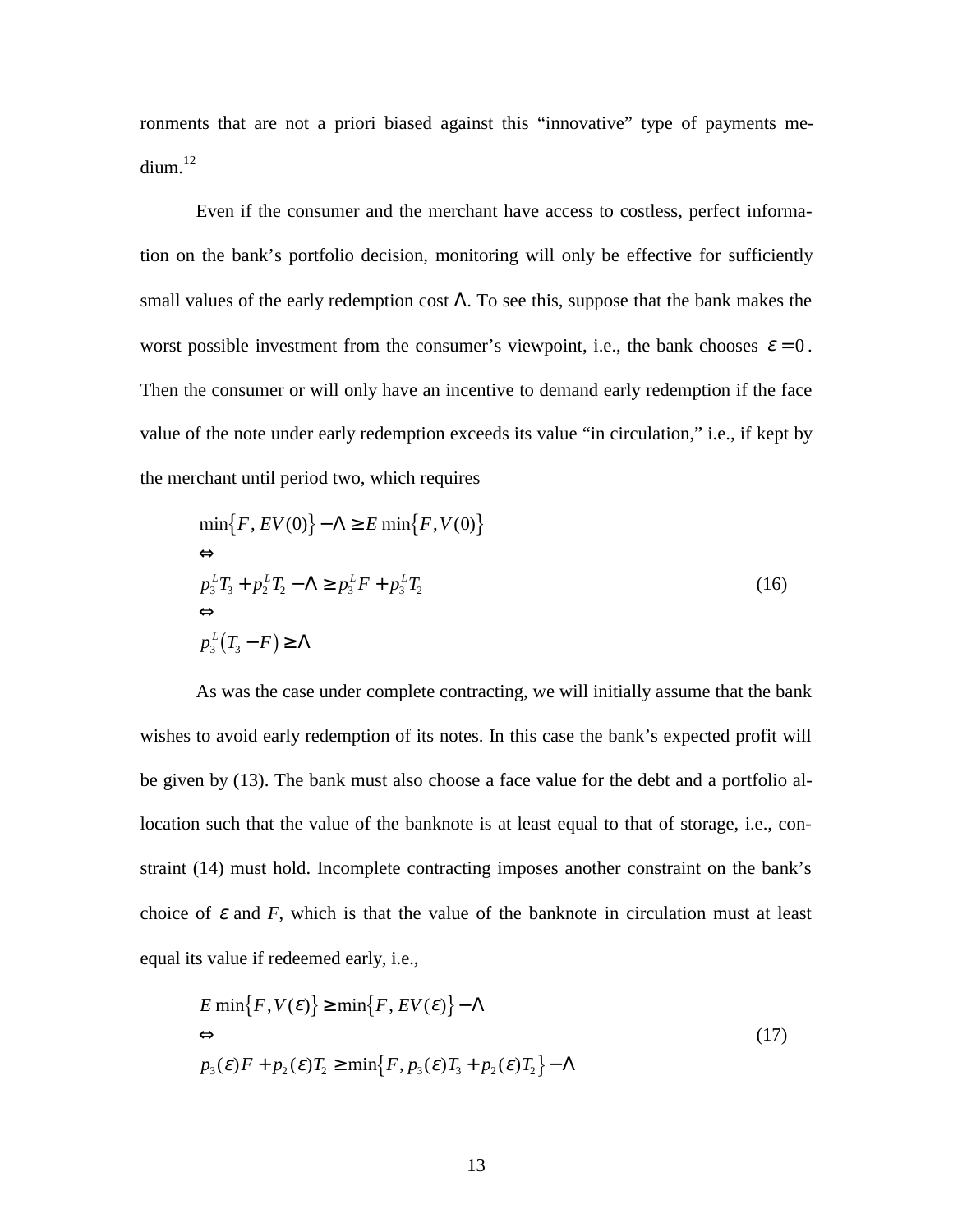ronments that are not a priori biased against this "innovative" type of payments medium.[12]

Even if the consumer and the merchant have access to costless, perfect information on the bank's portfolio decision, monitoring will only be effective for sufficiently small values of the early redemption cost $\Lambda$. To see this, suppose that the bank makes the worst possible investment from the consumer's viewpoint, i.e., the bank chooses $\varepsilon = 0$. Then the consumer or will only have an incentive to demand early redemption if the face value of the note under early redemption exceeds its value "in circulation," i.e., if kept by the merchant until period two, which requires

$$
\begin{aligned}
&\min\{F, EV(0)\} - \Lambda \geq E\min\{F, V(0)\} \\
&\Leftrightarrow \\
&p_3^L T_3 + p_2^L T_2 - \Lambda \geq p_3^L F + p_3^L T_2 \\
&\Leftrightarrow \\
&p_3^L (T_3 - F) \geq \Lambda
\end{aligned}
\tag{16}
$$

As was the case under complete contracting, we will initially assume that the bank wishes to avoid early redemption of its notes. In this case the bank's expected profit will be given by (13). The bank must also choose a face value for the debt and a portfolio allocation such that the value of the banknote is at least equal to that of storage, i.e., constraint (14) must hold. Incomplete contracting imposes another constraint on the bank's choice of $\varepsilon$ and $F$, which is that the value of the banknote in circulation must at least equal its value if redeemed early, i.e.,

$$
\begin{aligned}
&E\min\{F, V(\varepsilon)\} \geq \min\{F, EV(\varepsilon)\} - \Lambda \\
&\Leftrightarrow \\
&p_3(\varepsilon)F + p_2(\varepsilon)T_2 \geq \min\{F, p_3(\varepsilon)T_3 + p_2(\varepsilon)T_2\} - \Lambda
\end{aligned}
\tag{17}
$$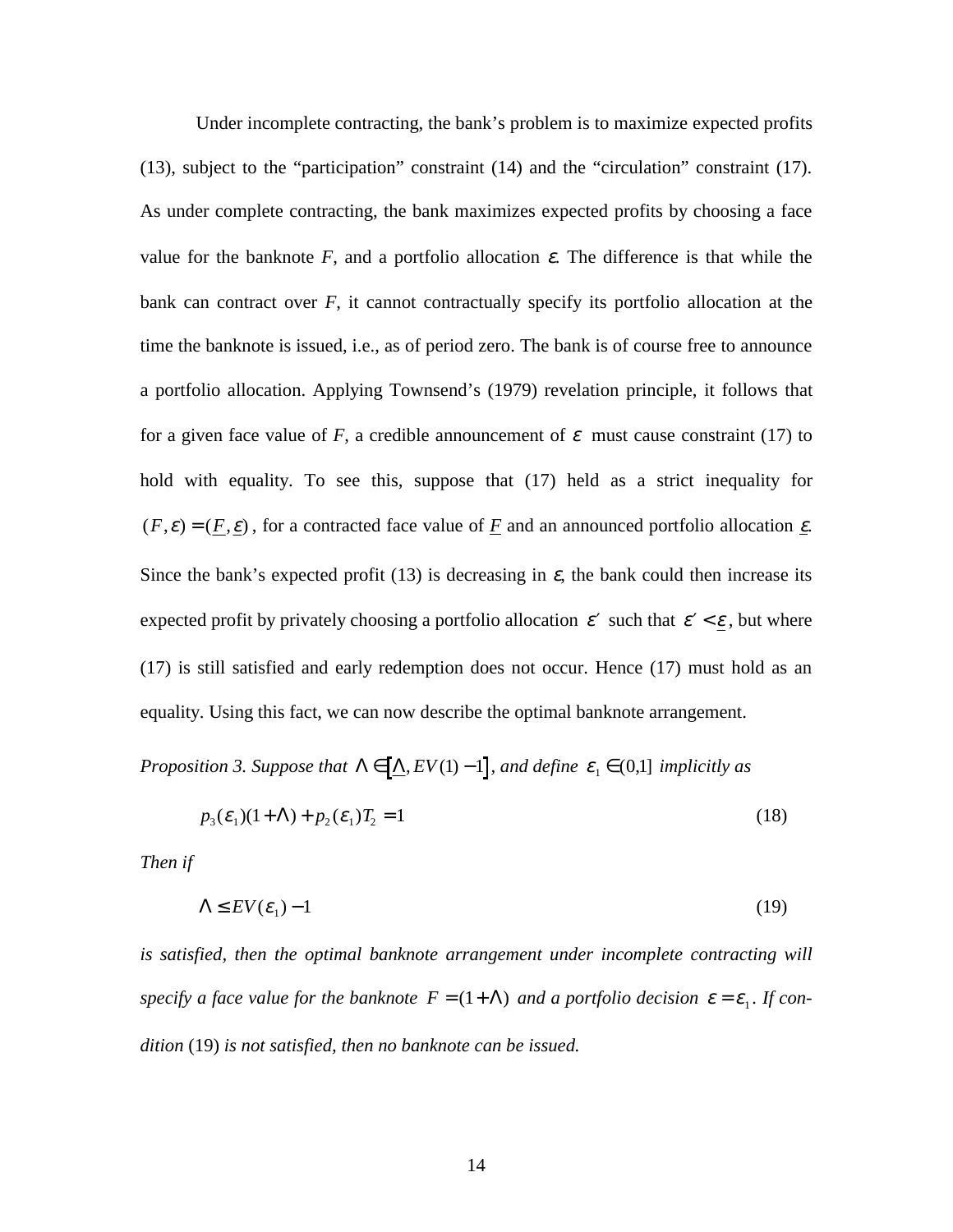Under incomplete contracting, the bank's problem is to maximize expected profits (13), subject to the "participation" constraint (14) and the "circulation" constraint (17). As under complete contracting, the bank maximizes expected profits by choosing a face value for the banknote *F*, and a portfolio allocation $\varepsilon$. The difference is that while the bank can contract over *F*, it cannot contractually specify its portfolio allocation at the time the banknote is issued, i.e., as of period zero. The bank is of course free to announce a portfolio allocation. Applying Townsend's (1979) revelation principle, it follows that for a given face value of *F*, a credible announcement of $\varepsilon$ must cause constraint (17) to hold with equality. To see this, suppose that (17) held as a strict inequality for $(F,\varepsilon) = (\underline{F},\underline{\varepsilon})$, for a contracted face value of $\underline{F}$ and an announced portfolio allocation $\underline{\varepsilon}$. Since the bank's expected profit (13) is decreasing in $\varepsilon$, the bank could then increase its expected profit by privately choosing a portfolio allocation $\varepsilon'$ such that $\varepsilon' < \underline{\varepsilon}$, but where (17) is still satisfied and early redemption does not occur. Hence (17) must hold as an equality. Using this fact, we can now describe the optimal banknote arrangement.

*Proposition 3. Suppose that* $\Lambda \in \left[\underline{\Lambda}, EV(1)-1\right]$*, and define* $\varepsilon_1 \in (0,1]$ *implicitly as*

$$p_3(\varepsilon_1)(1+\Lambda) + p_2(\varepsilon_1)T_2 = 1 \tag{18}$$

*Then if*

$$\Lambda \leq EV(\varepsilon_1) - 1 \tag{19}$$

*is satisfied, then the optimal banknote arrangement under incomplete contracting will specify a face value for the banknote* $F = (1+\Lambda)$ *and a portfolio decision* $\varepsilon = \varepsilon_1$*. If condition* (19) *is not satisfied, then no banknote can be issued.*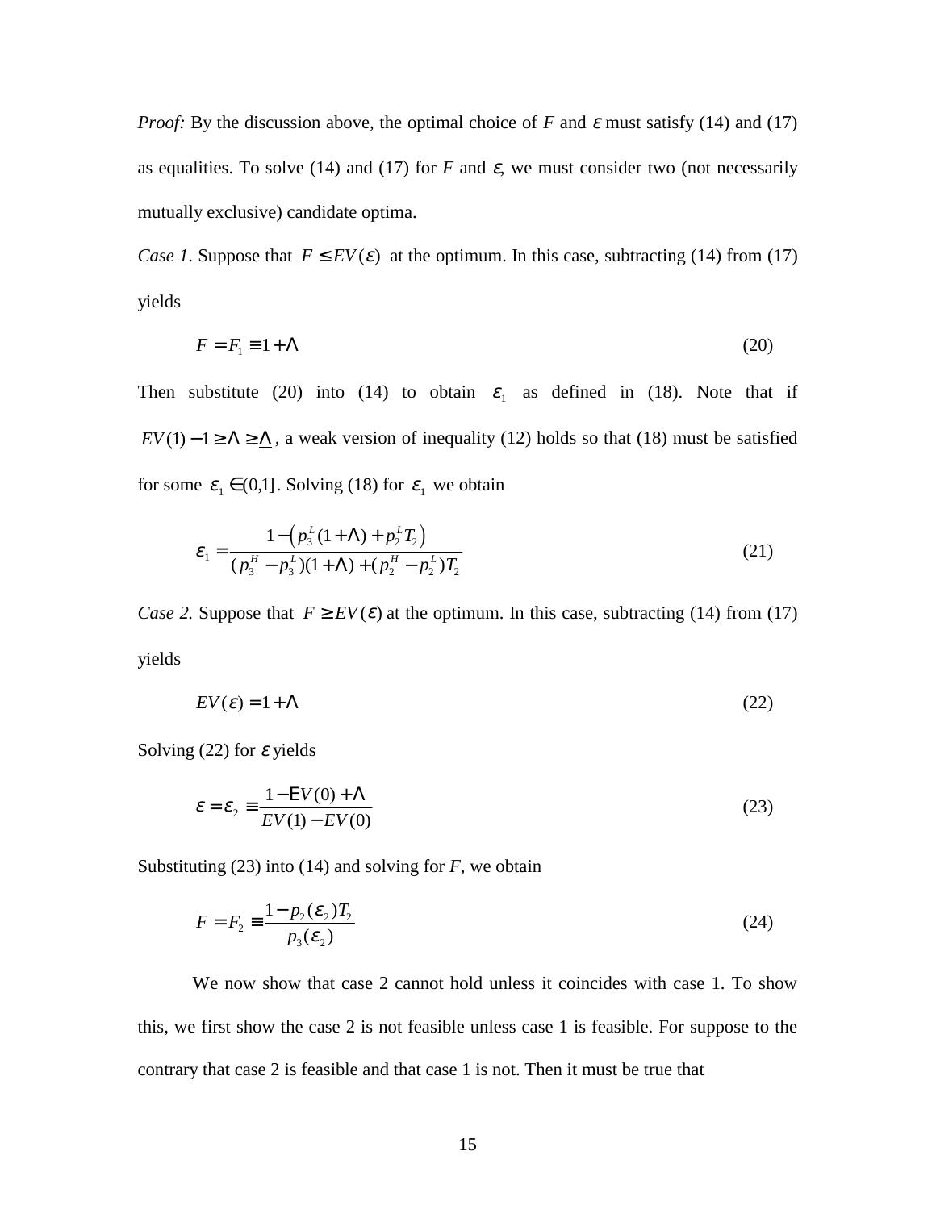*Proof:* By the discussion above, the optimal choice of *F* and $\varepsilon$ must satisfy (14) and (17) as equalities. To solve (14) and (17) for *F* and $\varepsilon$, we must consider two (not necessarily mutually exclusive) candidate optima.

*Case 1*. Suppose that $F \le EV(\varepsilon)$ at the optimum. In this case, subtracting (14) from (17) yields

$$F = F_1 \equiv 1 + \Lambda \tag{20}$$

Then substitute (20) into (14) to obtain $\varepsilon_1$ as defined in (18). Note that if $EV(1) - 1 \ge \Lambda \ge \underline{\Lambda}$, a weak version of inequality (12) holds so that (18) must be satisfied for some $\varepsilon_1 \in [0,1]$. Solving (18) for $\varepsilon_1$ we obtain

$$\varepsilon_1 = \frac{1 - \left(p_3^L(1+\Lambda) + p_2^L T_2\right)}{(p_3^H - p_3^L)(1+\Lambda) + (p_2^H - p_2^L)T_2} \tag{21}$$

*Case 2.* Suppose that $F \ge EV(\varepsilon)$ at the optimum. In this case, subtracting (14) from (17) yields

$$EV(\varepsilon) = 1 + \Lambda \tag{22}$$

Solving (22) for $\varepsilon$ yields

$$\varepsilon = \varepsilon_2 \equiv \frac{1 - EV(0) + \Lambda}{EV(1) - EV(0)} \tag{23}$$

Substituting (23) into (14) and solving for *F*, we obtain

$$F = F_2 \equiv \frac{1 - p_2(\varepsilon_2)T_2}{p_3(\varepsilon_2)} \tag{24}$$

We now show that case 2 cannot hold unless it coincides with case 1. To show this, we first show the case 2 is not feasible unless case 1 is feasible. For suppose to the contrary that case 2 is feasible and that case 1 is not. Then it must be true that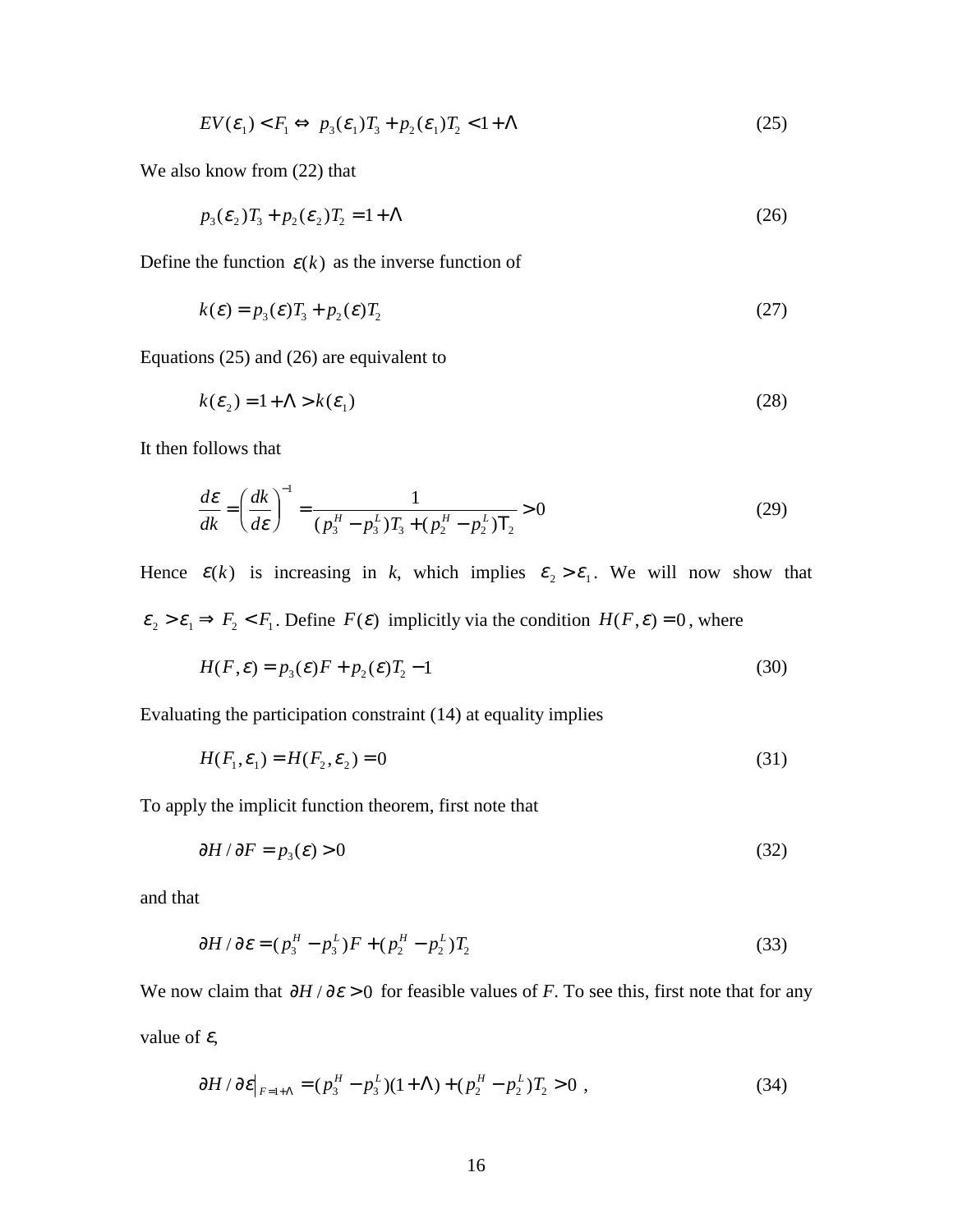$$EV(\varepsilon_1) < F_1 \Leftrightarrow p_3(\varepsilon_1)T_3 + p_2(\varepsilon_1)T_2 < 1 + \Lambda \tag{25}$$

We also know from (22) that

$$p_3(\varepsilon_2)T_3 + p_2(\varepsilon_2)T_2 = 1 + \Lambda \tag{26}$$

Define the function $\varepsilon(k)$ as the inverse function of

$$k(\varepsilon) = p_3(\varepsilon)T_3 + p_2(\varepsilon)T_2 \tag{27}$$

Equations (25) and (26) are equivalent to

$$k(\varepsilon_2) = 1 + \Lambda > k(\varepsilon_1) \tag{28}$$

It then follows that

$$\frac{d\varepsilon}{dk} = \left(\frac{dk}{d\varepsilon}\right)^{-1} = \frac{1}{(p_3^H - p_3^L)T_3 + (p_2^H - p_2^L)T_2} > 0 \tag{29}$$

Hence $\varepsilon(k)$ is increasing in *k*, which implies $\varepsilon_2 > \varepsilon_1$. We will now show that $\varepsilon_2 > \varepsilon_1 \Rightarrow F_2 < F_1$. Define $F(\varepsilon)$ implicitly via the condition $H(F,\varepsilon) = 0$, where

$$H(F,\varepsilon) = p_3(\varepsilon)F + p_2(\varepsilon)T_2 - 1 \tag{30}$$

Evaluating the participation constraint (14) at equality implies

$$H(F_1,\varepsilon_1) = H(F_2,\varepsilon_2) = 0 \tag{31}$$

To apply the implicit function theorem, first note that

$$\partial H / \partial F = p_3(\varepsilon) > 0 \tag{32}$$

and that

$$\partial H / \partial \varepsilon = (p_3^H - p_3^L)F + (p_2^H - p_2^L)T_2 \tag{33}$$

We now claim that $\partial H / \partial \varepsilon > 0$ for feasible values of *F*. To see this, first note that for any value of $\varepsilon$,

$$\partial H / \partial \varepsilon \big|_{F=1+\Lambda} = (p_3^H - p_3^L)(1+\Lambda) + (p_2^H - p_2^L)T_2 > 0 \ , \tag{34}$$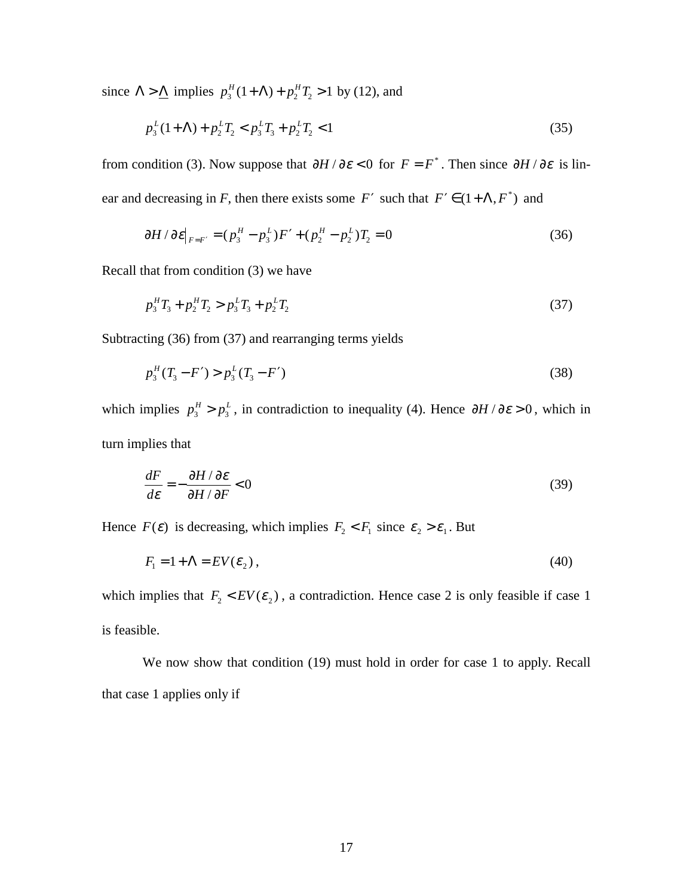since $\Lambda > \underline{\Lambda}$ implies $p_3^H(1+\Lambda) + p_2^H T_2 > 1$ by (12), and

$$p_3^L(1+\Lambda) + p_2^L T_2 < p_3^L T_3 + p_2^L T_2 < 1 \tag{35}$$

from condition (3). Now suppose that $\partial H / \partial \varepsilon < 0$ for $F = F^*$. Then since $\partial H / \partial \varepsilon$ is linear and decreasing in *F*, then there exists some $F'$ such that $F' \in (1+\Lambda, F^*)$ and

$$\partial H / \partial \varepsilon \big|_{F=F'} = (p_3^H - p_3^L)F' + (p_2^H - p_2^L)T_2 = 0 \tag{36}$$

Recall that from condition (3) we have

$$p_3^H T_3 + p_2^H T_2 > p_3^L T_3 + p_2^L T_2 \tag{37}$$

Subtracting (36) from (37) and rearranging terms yields

$$p_3^H(T_3 - F') > p_3^L(T_3 - F') \tag{38}$$

which implies $p_3^H > p_3^L$, in contradiction to inequality (4). Hence $\partial H / \partial \varepsilon > 0$, which in turn implies that

$$\frac{dF}{d\varepsilon} = -\frac{\partial H / \partial \varepsilon}{\partial H / \partial F} < 0 \tag{39}$$

Hence $F(\varepsilon)$ is decreasing, which implies $F_2 < F_1$ since $\varepsilon_2 > \varepsilon_1$. But

$$F_1 = 1 + \Lambda = EV(\varepsilon_2), \tag{40}$$

which implies that $F_2 < EV(\varepsilon_2)$, a contradiction. Hence case 2 is only feasible if case 1 is feasible.

We now show that condition (19) must hold in order for case 1 to apply. Recall that case 1 applies only if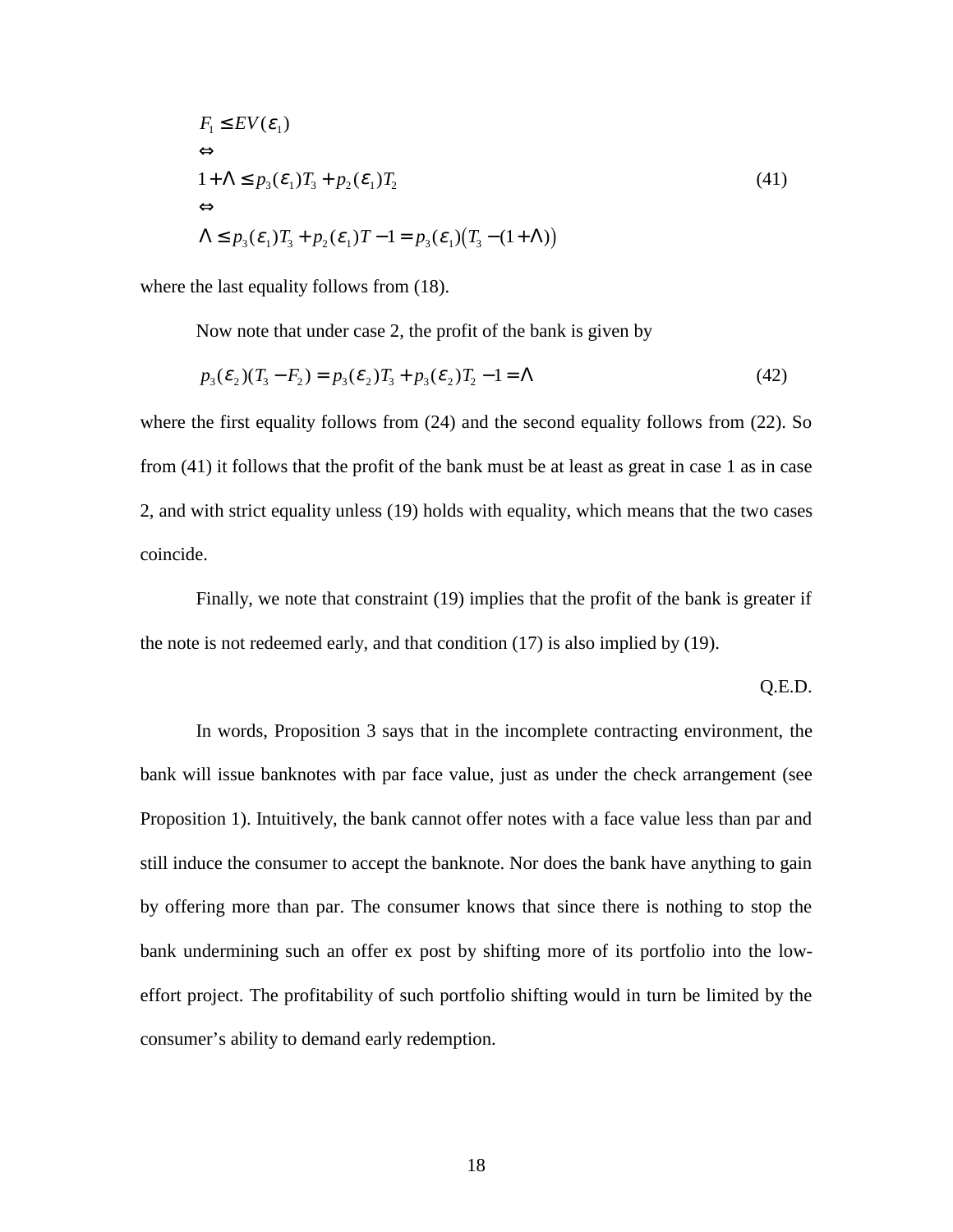$$
\begin{aligned}
& F_1 \leq EV(\varepsilon_1) \\
& \Leftrightarrow \\
& 1+\Lambda \leq p_3(\varepsilon_1)T_3 + p_2(\varepsilon_1)T_2 \\
& \Leftrightarrow \\
& \Lambda \leq p_3(\varepsilon_1)T_3 + p_2(\varepsilon_1)T - 1 = p_3(\varepsilon_1)\big(T_3 - (1+\Lambda)\big)
\end{aligned} \tag{41}
$$

where the last equality follows from (18).

Now note that under case 2, the profit of the bank is given by

$$
p_3(\varepsilon_2)(T_3 - F_2) = p_3(\varepsilon_2)T_3 + p_3(\varepsilon_2)T_2 - 1 = \Lambda \tag{42}
$$

where the first equality follows from (24) and the second equality follows from (22). So from (41) it follows that the profit of the bank must be at least as great in case 1 as in case 2, and with strict equality unless (19) holds with equality, which means that the two cases coincide.

Finally, we note that constraint (19) implies that the profit of the bank is greater if the note is not redeemed early, and that condition (17) is also implied by (19).

Q.E.D.

In words, Proposition 3 says that in the incomplete contracting environment, the bank will issue banknotes with par face value, just as under the check arrangement (see Proposition 1). Intuitively, the bank cannot offer notes with a face value less than par and still induce the consumer to accept the banknote. Nor does the bank have anything to gain by offering more than par. The consumer knows that since there is nothing to stop the bank undermining such an offer ex post by shifting more of its portfolio into the low-effort project. The profitability of such portfolio shifting would in turn be limited by the consumer's ability to demand early redemption.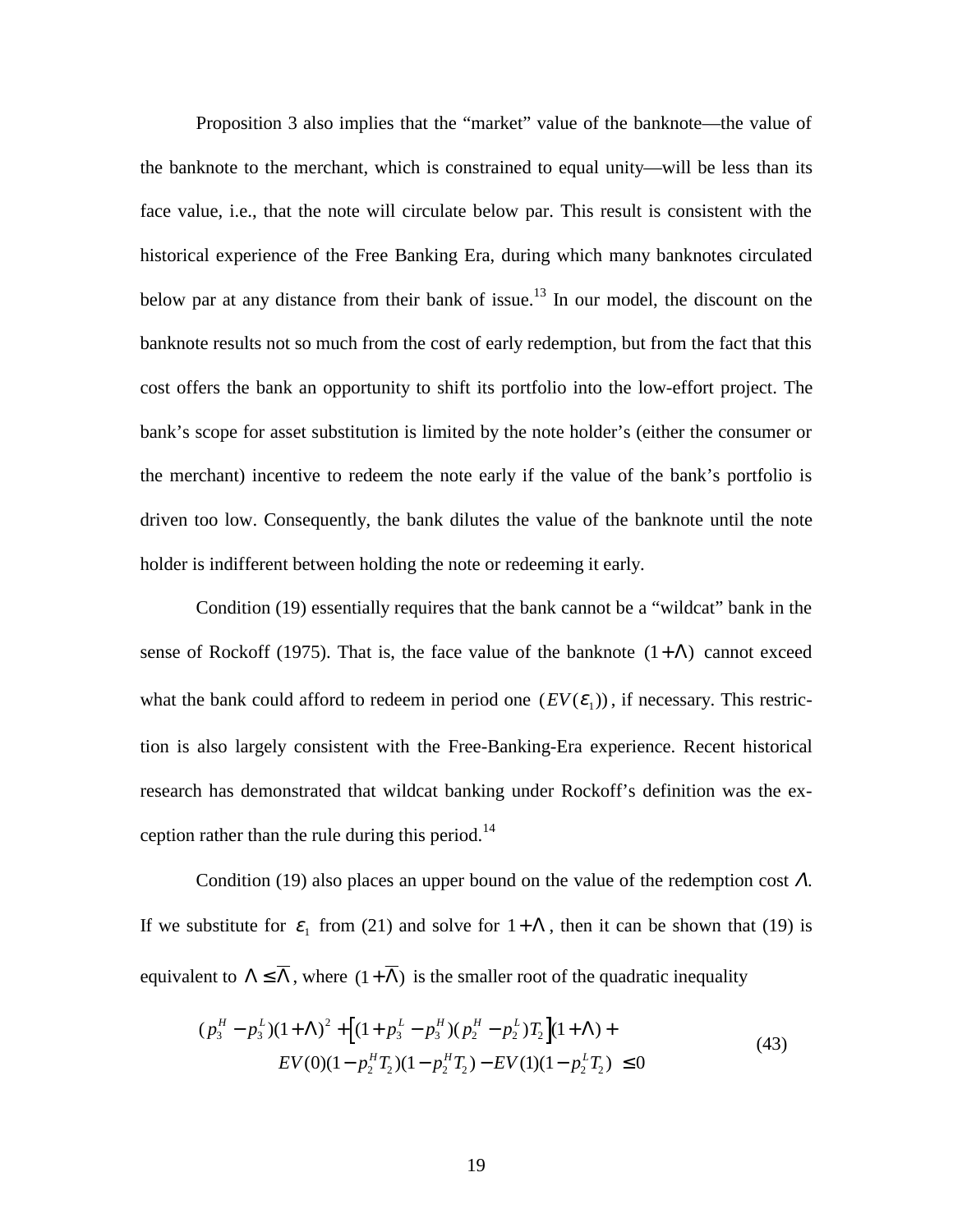Proposition 3 also implies that the "market" value of the banknote—the value of the banknote to the merchant, which is constrained to equal unity—will be less than its face value, i.e., that the note will circulate below par. This result is consistent with the historical experience of the Free Banking Era, during which many banknotes circulated below par at any distance from their bank of issue.[13] In our model, the discount on the banknote results not so much from the cost of early redemption, but from the fact that this cost offers the bank an opportunity to shift its portfolio into the low-effort project. The bank's scope for asset substitution is limited by the note holder's (either the consumer or the merchant) incentive to redeem the note early if the value of the bank's portfolio is driven too low. Consequently, the bank dilutes the value of the banknote until the note holder is indifferent between holding the note or redeeming it early.

Condition (19) essentially requires that the bank cannot be a "wildcat" bank in the sense of Rockoff (1975). That is, the face value of the banknote $(1+\Lambda)$ cannot exceed what the bank could afford to redeem in period one $(EV(\varepsilon_1))$, if necessary. This restriction is also largely consistent with the Free-Banking-Era experience. Recent historical research has demonstrated that wildcat banking under Rockoff's definition was the exception rather than the rule during this period.[14]

Condition (19) also places an upper bound on the value of the redemption cost $\Lambda$. If we substitute for $\varepsilon_1$ from (21) and solve for $1+\Lambda$, then it can be shown that (19) is equivalent to $\Lambda \leq \overline{\Lambda}$, where $(1+\overline{\Lambda})$ is the smaller root of the quadratic inequality

$$
\begin{aligned}
&(p_3^H - p_3^L)(1+\Lambda)^2 + \left[(1+p_3^L - p_3^H)(p_2^H - p_2^L)T_2\right](1+\Lambda) + \\
&\qquad EV(0)(1-p_2^H T_2)(1-p_2^H T_2) - EV(1)(1-p_2^L T_2) \leq 0
\end{aligned}
\tag{43}
$$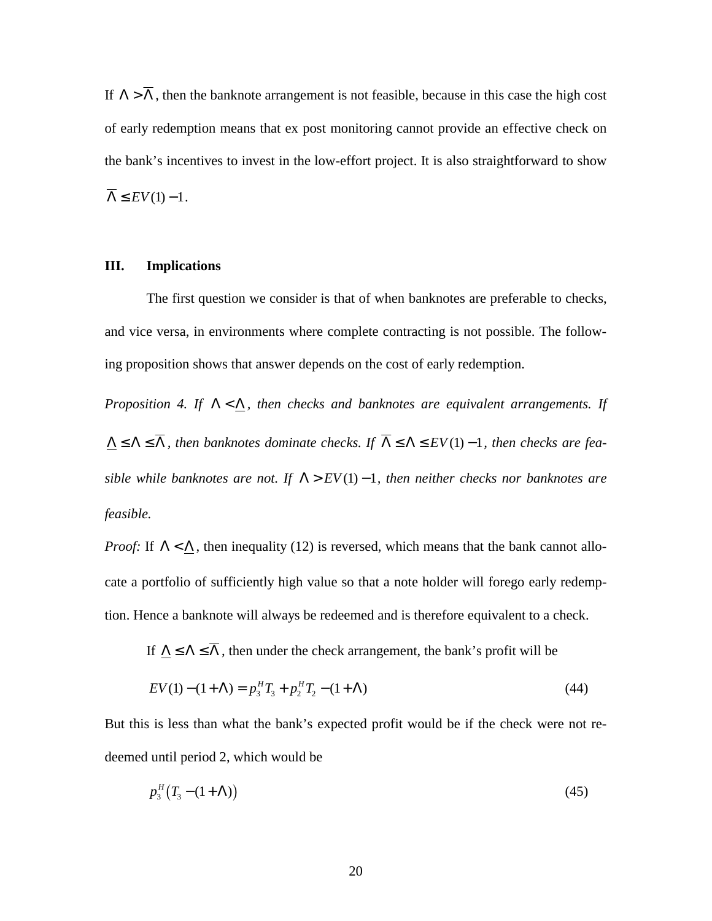If $\Lambda > \overline{\Lambda}$, then the banknote arrangement is not feasible, because in this case the high cost of early redemption means that ex post monitoring cannot provide an effective check on the bank's incentives to invest in the low-effort project. It is also straightforward to show $\overline{\Lambda} \leq EV(1) - 1$.

## III. Implications

The first question we consider is that of when banknotes are preferable to checks, and vice versa, in environments where complete contracting is not possible. The following proposition shows that answer depends on the cost of early redemption.

*Proposition 4. If* $\Lambda < \underline{\Lambda}$*, then checks and banknotes are equivalent arrangements. If* $\underline{\Lambda} \leq \Lambda \leq \overline{\Lambda}$*, then banknotes dominate checks. If* $\overline{\Lambda} \leq \Lambda \leq EV(1) - 1$*, then checks are feasible while banknotes are not. If* $\Lambda > EV(1) - 1$*, then neither checks nor banknotes are feasible.*

*Proof:* If $\Lambda < \underline{\Lambda}$, then inequality (12) is reversed, which means that the bank cannot allocate a portfolio of sufficiently high value so that a note holder will forego early redemption. Hence a banknote will always be redeemed and is therefore equivalent to a check.

If $\underline{\Lambda} \leq \Lambda \leq \overline{\Lambda}$, then under the check arrangement, the bank's profit will be

$$EV(1) - (1 + \Lambda) = p_3^H T_3 + p_2^H T_2 - (1 + \Lambda) \tag{44}$$

But this is less than what the bank's expected profit would be if the check were not redeemed until period 2, which would be

$$p_3^H \left( T_3 - (1 + \Lambda) \right) \tag{45}$$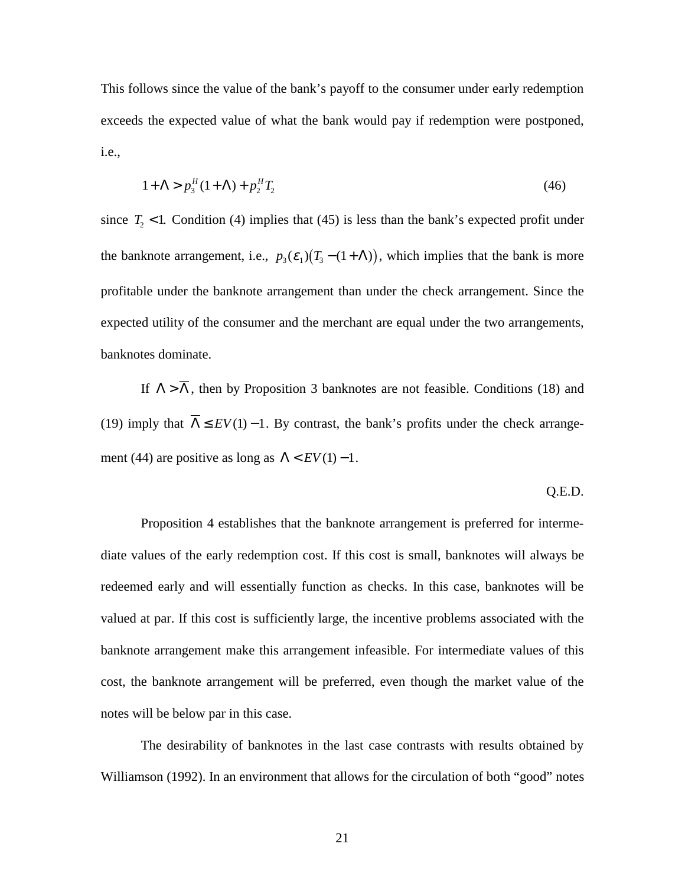This follows since the value of the bank's payoff to the consumer under early redemption exceeds the expected value of what the bank would pay if redemption were postponed, i.e.,

$$1+\Lambda > p_3^H(1+\Lambda) + p_2^H T_2 \tag{46}$$

since $T_2 < 1$. Condition (4) implies that (45) is less than the bank's expected profit under the banknote arrangement, i.e., $p_3(\varepsilon_1)\left(T_3 - (1+\Lambda)\right)$, which implies that the bank is more profitable under the banknote arrangement than under the check arrangement. Since the expected utility of the consumer and the merchant are equal under the two arrangements, banknotes dominate.

If $\Lambda > \overline{\Lambda}$, then by Proposition 3 banknotes are not feasible. Conditions (18) and (19) imply that $\overline{\Lambda} \le EV(1) - 1$. By contrast, the bank's profits under the check arrangement (44) are positive as long as $\Lambda < EV(1) - 1$.

Q.E.D.

Proposition 4 establishes that the banknote arrangement is preferred for intermediate values of the early redemption cost. If this cost is small, banknotes will always be redeemed early and will essentially function as checks. In this case, banknotes will be valued at par. If this cost is sufficiently large, the incentive problems associated with the banknote arrangement make this arrangement infeasible. For intermediate values of this cost, the banknote arrangement will be preferred, even though the market value of the notes will be below par in this case.

The desirability of banknotes in the last case contrasts with results obtained by Williamson (1992). In an environment that allows for the circulation of both "good" notes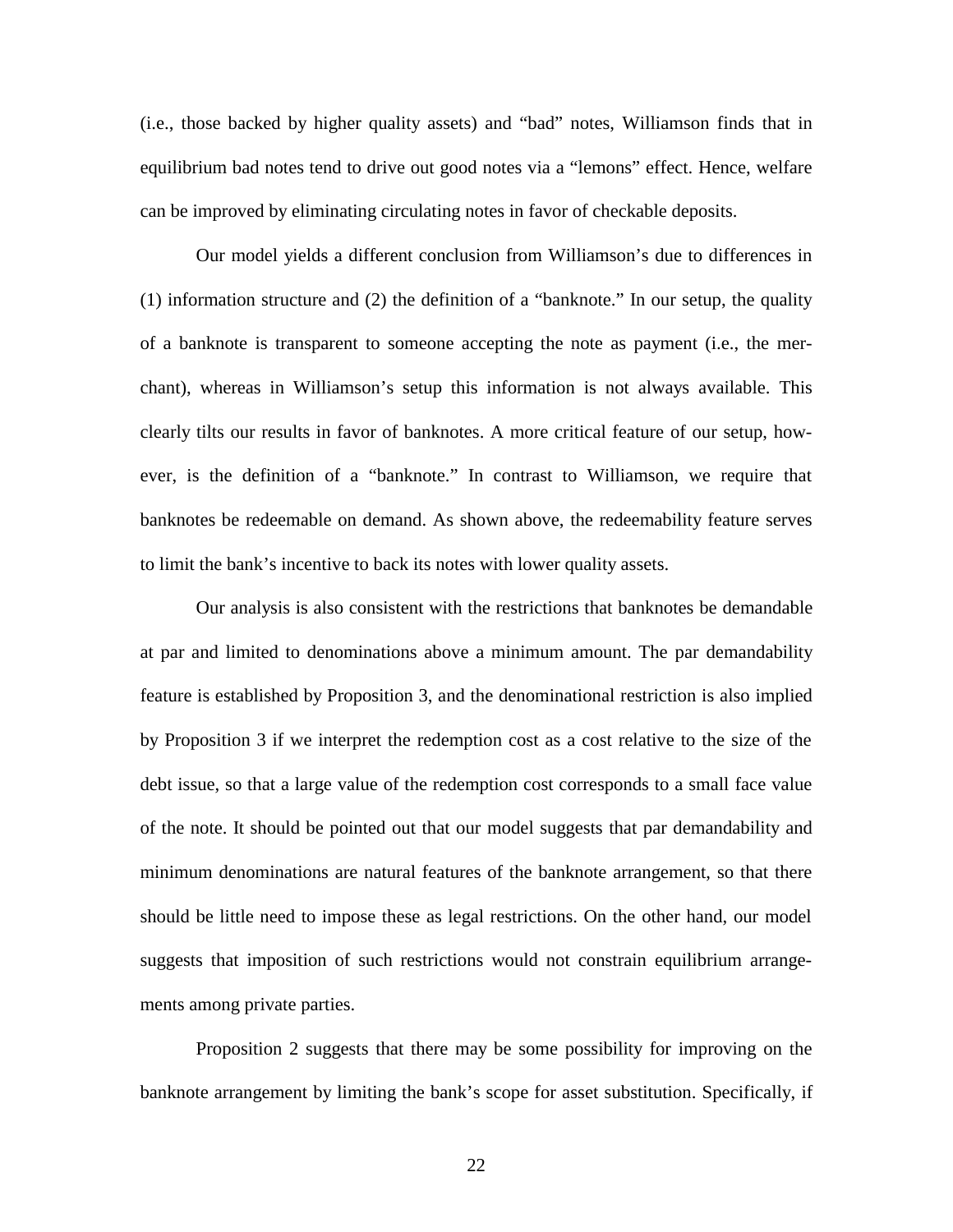(i.e., those backed by higher quality assets) and "bad" notes, Williamson finds that in equilibrium bad notes tend to drive out good notes via a "lemons" effect. Hence, welfare can be improved by eliminating circulating notes in favor of checkable deposits.

Our model yields a different conclusion from Williamson's due to differences in (1) information structure and (2) the definition of a "banknote." In our setup, the quality of a banknote is transparent to someone accepting the note as payment (i.e., the merchant), whereas in Williamson's setup this information is not always available. This clearly tilts our results in favor of banknotes. A more critical feature of our setup, however, is the definition of a "banknote." In contrast to Williamson, we require that banknotes be redeemable on demand. As shown above, the redeemability feature serves to limit the bank's incentive to back its notes with lower quality assets.

Our analysis is also consistent with the restrictions that banknotes be demandable at par and limited to denominations above a minimum amount. The par demandability feature is established by Proposition 3, and the denominational restriction is also implied by Proposition 3 if we interpret the redemption cost as a cost relative to the size of the debt issue, so that a large value of the redemption cost corresponds to a small face value of the note. It should be pointed out that our model suggests that par demandability and minimum denominations are natural features of the banknote arrangement, so that there should be little need to impose these as legal restrictions. On the other hand, our model suggests that imposition of such restrictions would not constrain equilibrium arrangements among private parties.

Proposition 2 suggests that there may be some possibility for improving on the banknote arrangement by limiting the bank's scope for asset substitution. Specifically, if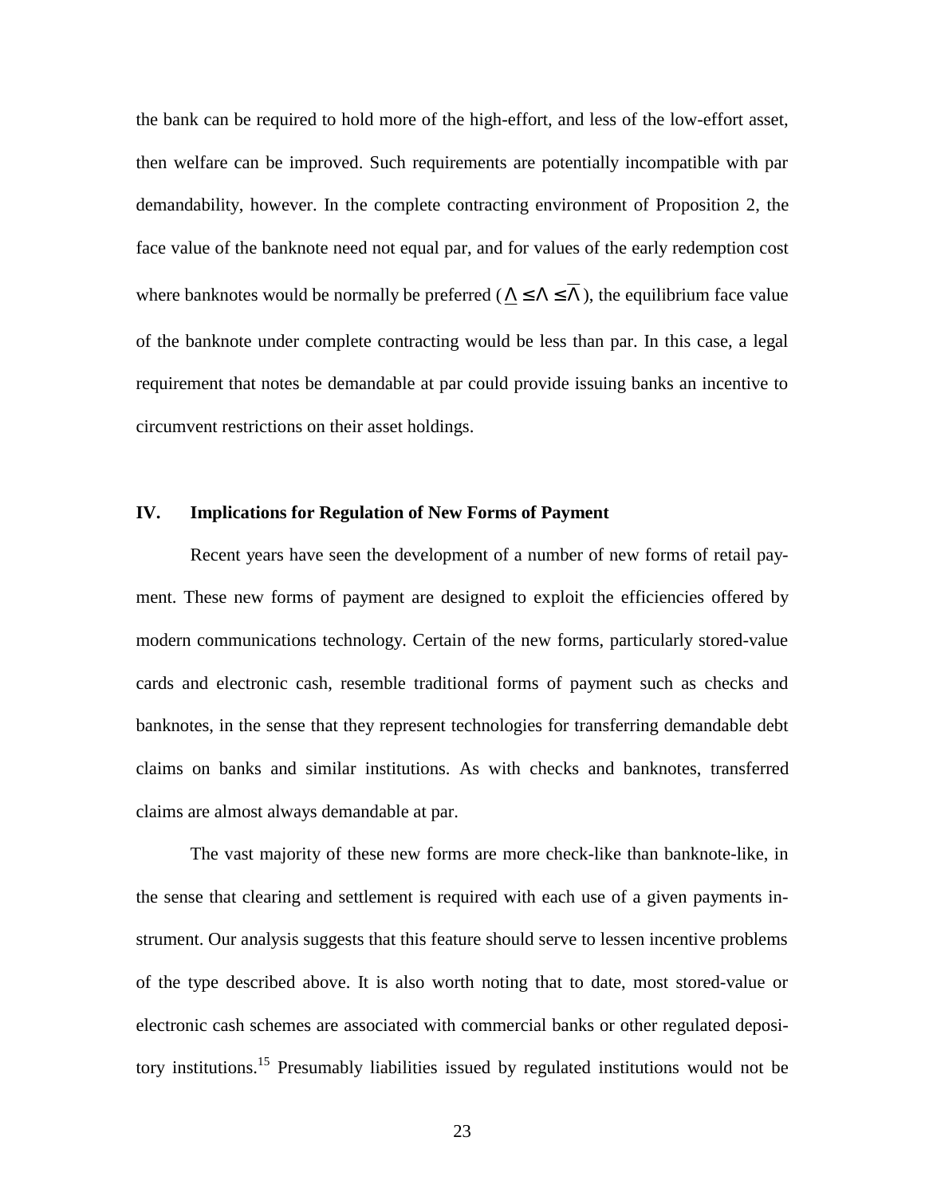the bank can be required to hold more of the high-effort, and less of the low-effort asset, then welfare can be improved. Such requirements are potentially incompatible with par demandability, however. In the complete contracting environment of Proposition 2, the face value of the banknote need not equal par, and for values of the early redemption cost where banknotes would be normally be preferred ($\underline{\Lambda} \leq \Lambda \leq \overline{\Lambda}$), the equilibrium face value of the banknote under complete contracting would be less than par. In this case, a legal requirement that notes be demandable at par could provide issuing banks an incentive to circumvent restrictions on their asset holdings.

## IV. Implications for Regulation of New Forms of Payment

Recent years have seen the development of a number of new forms of retail payment. These new forms of payment are designed to exploit the efficiencies offered by modern communications technology. Certain of the new forms, particularly stored-value cards and electronic cash, resemble traditional forms of payment such as checks and banknotes, in the sense that they represent technologies for transferring demandable debt claims on banks and similar institutions. As with checks and banknotes, transferred claims are almost always demandable at par.

The vast majority of these new forms are more check-like than banknote-like, in the sense that clearing and settlement is required with each use of a given payments instrument. Our analysis suggests that this feature should serve to lessen incentive problems of the type described above. It is also worth noting that to date, most stored-value or electronic cash schemes are associated with commercial banks or other regulated depository institutions.[15] Presumably liabilities issued by regulated institutions would not be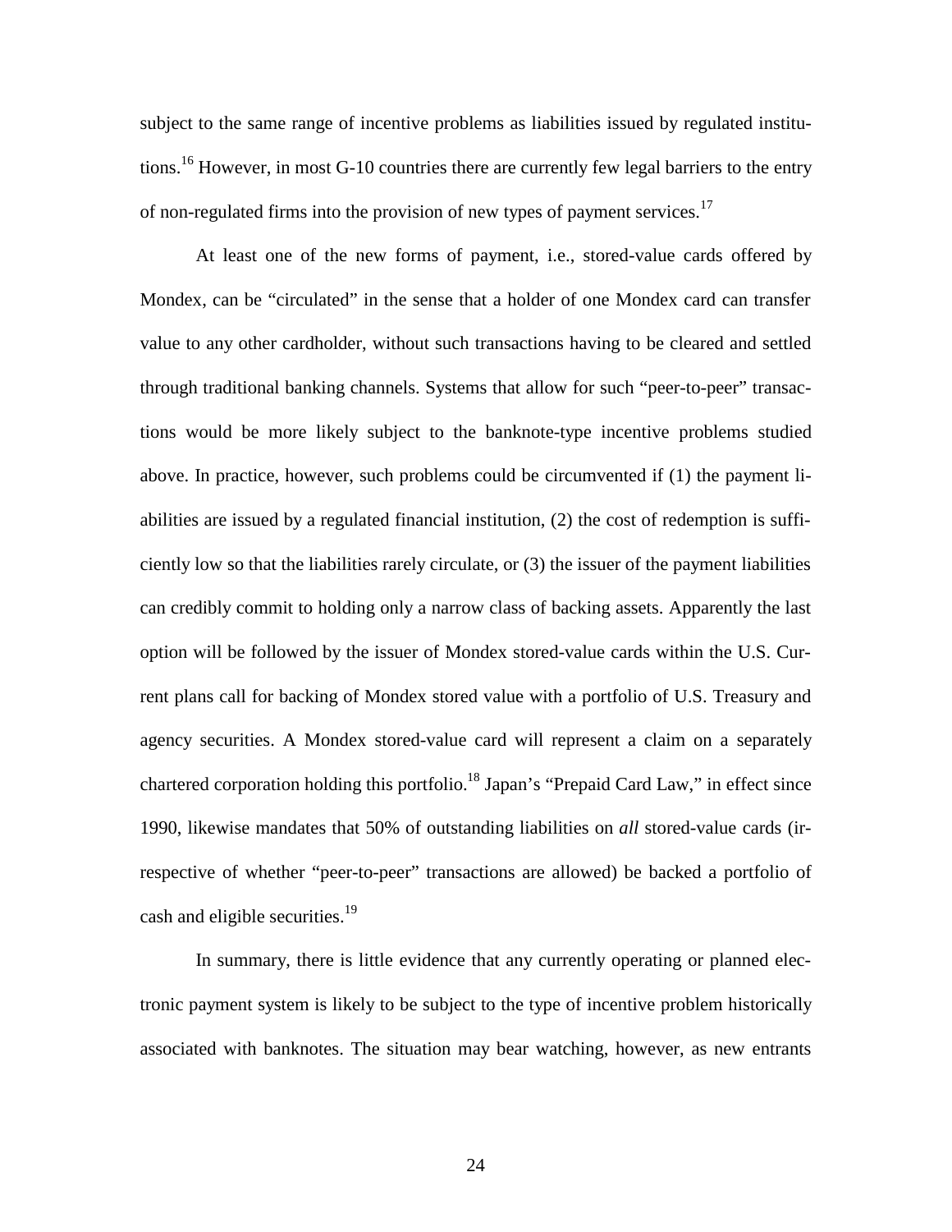subject to the same range of incentive problems as liabilities issued by regulated institutions.[16] However, in most G-10 countries there are currently few legal barriers to the entry of non-regulated firms into the provision of new types of payment services.[17]

At least one of the new forms of payment, i.e., stored-value cards offered by Mondex, can be "circulated" in the sense that a holder of one Mondex card can transfer value to any other cardholder, without such transactions having to be cleared and settled through traditional banking channels. Systems that allow for such "peer-to-peer" transactions would be more likely subject to the banknote-type incentive problems studied above. In practice, however, such problems could be circumvented if (1) the payment liabilities are issued by a regulated financial institution, (2) the cost of redemption is sufficiently low so that the liabilities rarely circulate, or (3) the issuer of the payment liabilities can credibly commit to holding only a narrow class of backing assets. Apparently the last option will be followed by the issuer of Mondex stored-value cards within the U.S. Current plans call for backing of Mondex stored value with a portfolio of U.S. Treasury and agency securities. A Mondex stored-value card will represent a claim on a separately chartered corporation holding this portfolio.[18] Japan's "Prepaid Card Law," in effect since 1990, likewise mandates that 50% of outstanding liabilities on *all* stored-value cards (irrespective of whether "peer-to-peer" transactions are allowed) be backed a portfolio of cash and eligible securities.[19]

In summary, there is little evidence that any currently operating or planned electronic payment system is likely to be subject to the type of incentive problem historically associated with banknotes. The situation may bear watching, however, as new entrants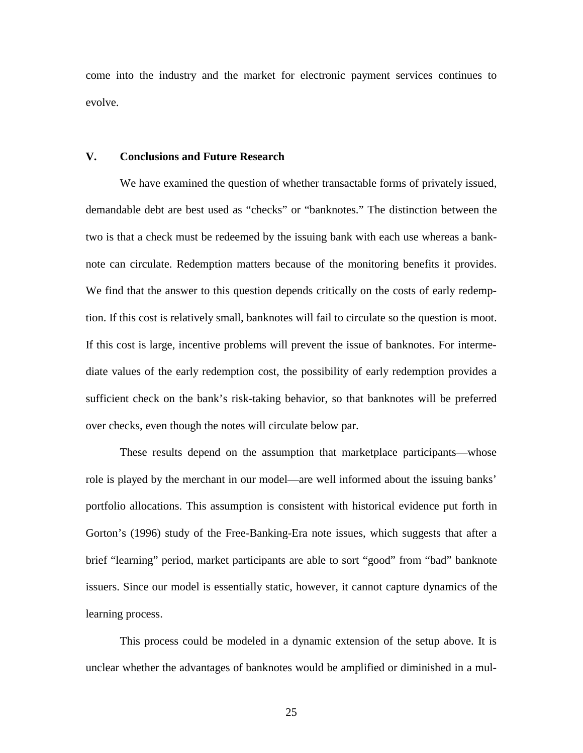come into the industry and the market for electronic payment services continues to evolve.

## V. Conclusions and Future Research

We have examined the question of whether transactable forms of privately issued, demandable debt are best used as "checks" or "banknotes." The distinction between the two is that a check must be redeemed by the issuing bank with each use whereas a banknote can circulate. Redemption matters because of the monitoring benefits it provides. We find that the answer to this question depends critically on the costs of early redemption. If this cost is relatively small, banknotes will fail to circulate so the question is moot. If this cost is large, incentive problems will prevent the issue of banknotes. For intermediate values of the early redemption cost, the possibility of early redemption provides a sufficient check on the bank's risk-taking behavior, so that banknotes will be preferred over checks, even though the notes will circulate below par.

These results depend on the assumption that marketplace participants—whose role is played by the merchant in our model—are well informed about the issuing banks' portfolio allocations. This assumption is consistent with historical evidence put forth in Gorton's (1996) study of the Free-Banking-Era note issues, which suggests that after a brief "learning" period, market participants are able to sort "good" from "bad" banknote issuers. Since our model is essentially static, however, it cannot capture dynamics of the learning process.

This process could be modeled in a dynamic extension of the setup above. It is unclear whether the advantages of banknotes would be amplified or diminished in a mul-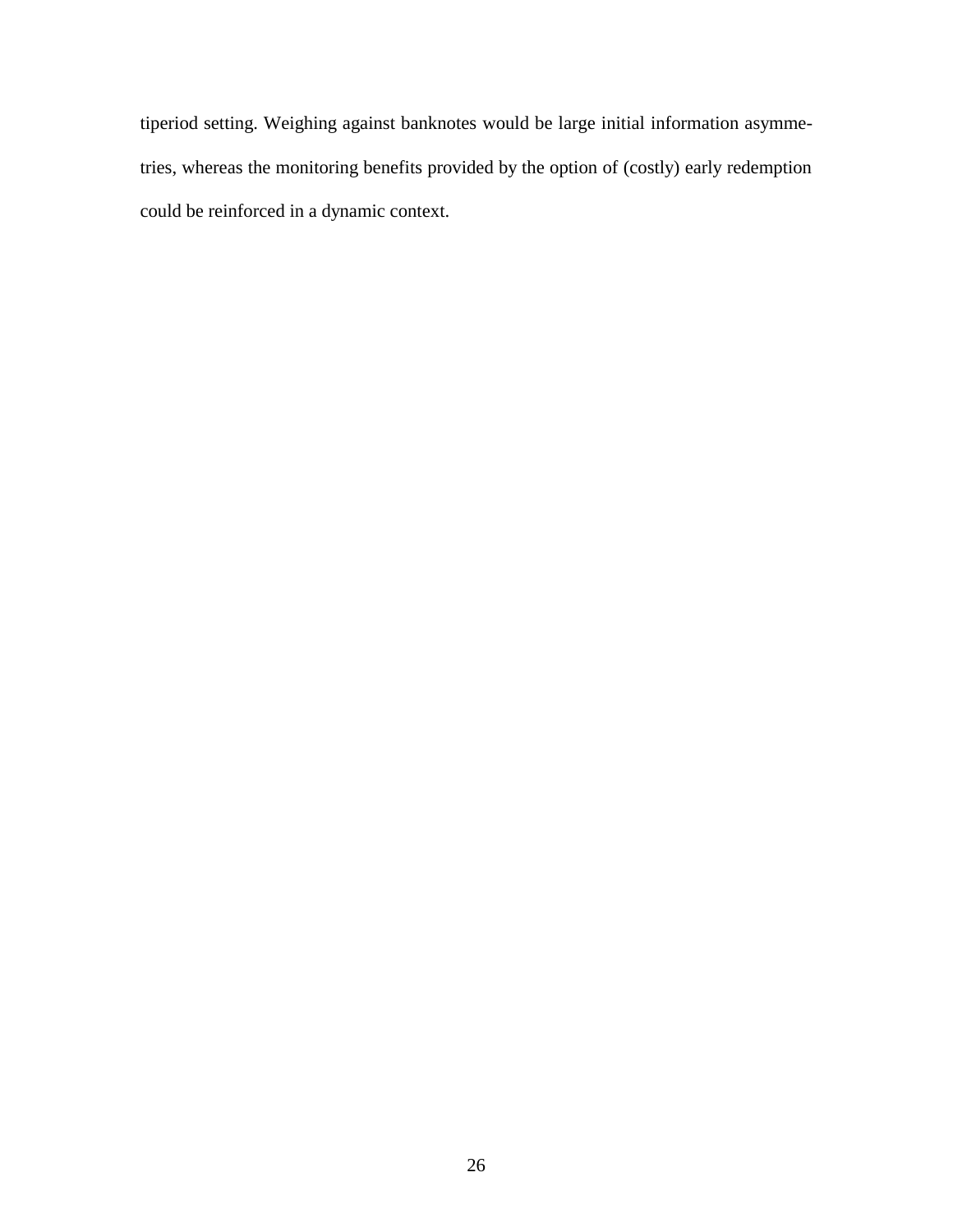tiperiod setting. Weighing against banknotes would be large initial information asymmetries, whereas the monitoring benefits provided by the option of (costly) early redemption could be reinforced in a dynamic context.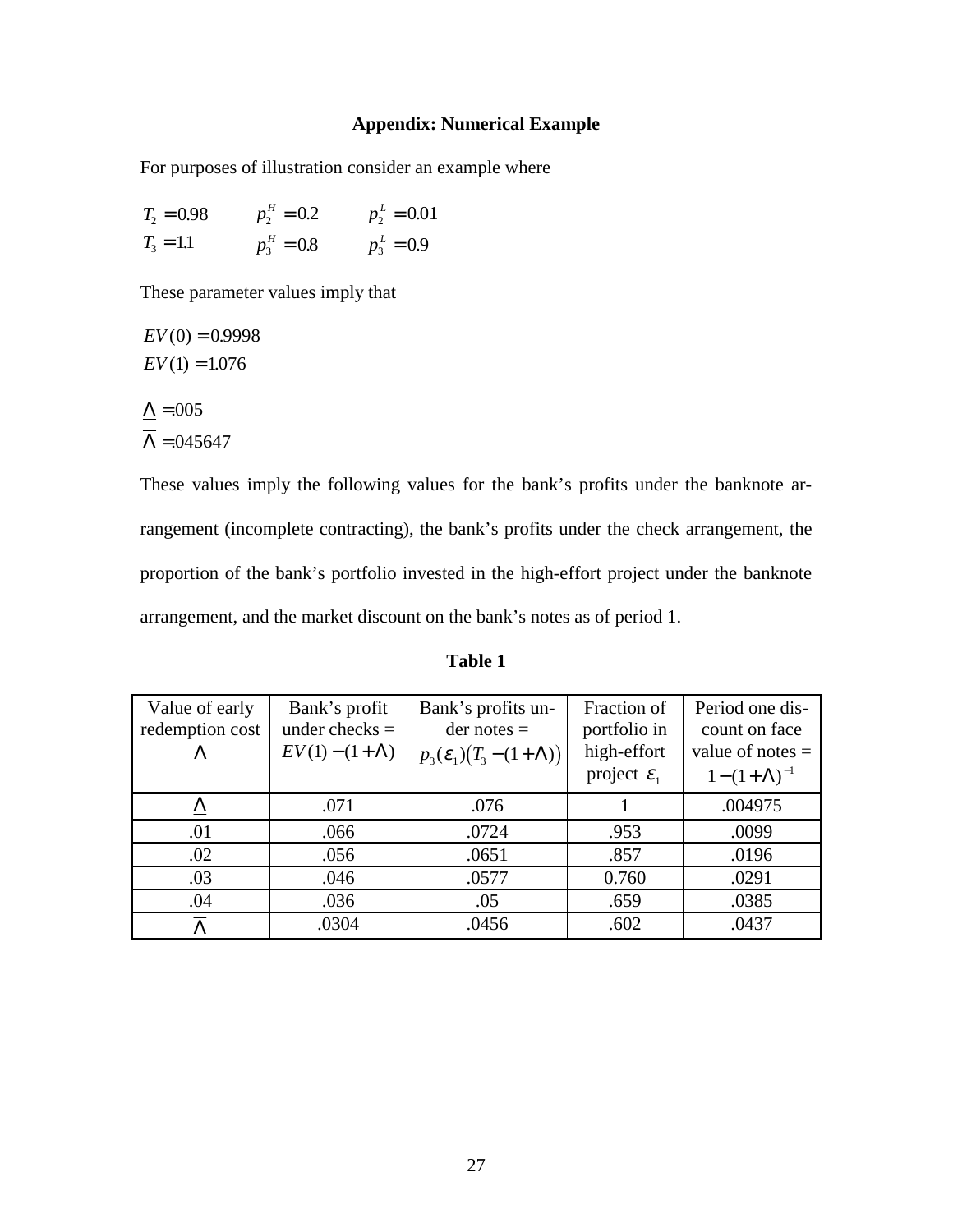## Appendix: Numerical Example

For purposes of illustration consider an example where

$$T_2 = 0.98 \qquad p_2^H = 0.2 \qquad p_2^L = 0.01$$
$$T_3 = 1.1 \qquad p_3^H = 0.8 \qquad p_3^L = 0.9$$

These parameter values imply that

$$EV(0) = 0.9998$$
$$EV(1) = 1.076$$

$$\underline{\Lambda} = .005$$
$$\overline{\Lambda} = .045647$$

These values imply the following values for the bank's profits under the banknote arrangement (incomplete contracting), the bank's profits under the check arrangement, the proportion of the bank's portfolio invested in the high-effort project under the banknote arrangement, and the market discount on the bank's notes as of period 1.

**Table 1**

| Value of early redemption cost $\Lambda$ | Bank's profit under checks = $EV(1)-(1+\Lambda)$ | Bank's profits under notes = $p_3(\varepsilon_1)\left(T_3-(1+\Lambda)\right)$ | Fraction of portfolio in high-effort project $\varepsilon_1$ | Period one discount on face value of notes = $1-(1+\Lambda)^{-1}$ |
|---|---|---|---|---|
| $\underline{\Lambda}$ | .071 | .076 | 1 | .004975 |
| .01 | .066 | .0724 | .953 | .0099 |
| .02 | .056 | .0651 | .857 | .0196 |
| .03 | .046 | .0577 | 0.760 | .0291 |
| .04 | .036 | .05 | .659 | .0385 |
| $\overline{\Lambda}$ | .0304 | .0456 | .602 | .0437 |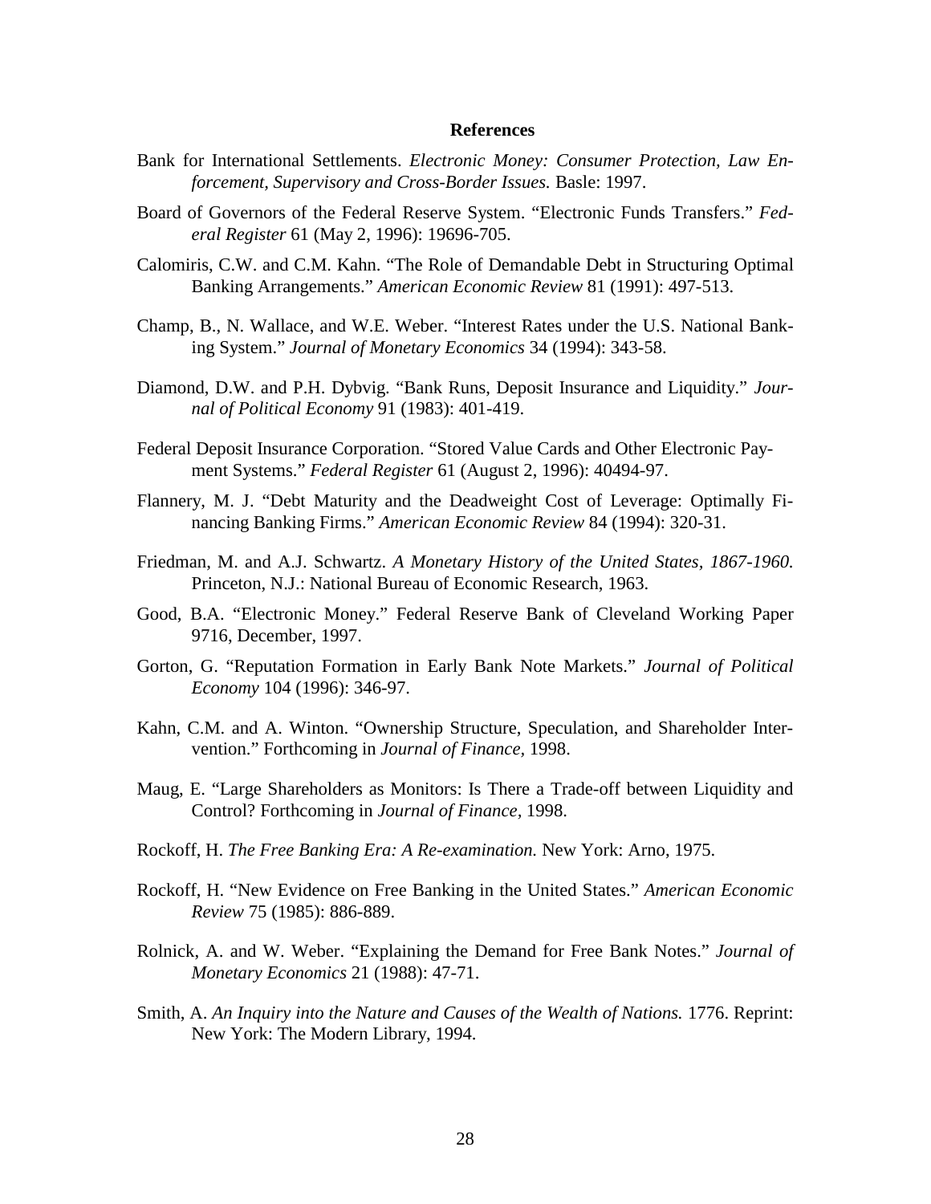## References

Bank for International Settlements. *Electronic Money: Consumer Protection, Law Enforcement, Supervisory and Cross-Border Issues.* Basle: 1997.

Board of Governors of the Federal Reserve System. "Electronic Funds Transfers." *Federal Register* 61 (May 2, 1996): 19696-705.

Calomiris, C.W. and C.M. Kahn. "The Role of Demandable Debt in Structuring Optimal Banking Arrangements." *American Economic Review* 81 (1991): 497-513.

Champ, B., N. Wallace, and W.E. Weber. "Interest Rates under the U.S. National Banking System." *Journal of Monetary Economics* 34 (1994): 343-58.

Diamond, D.W. and P.H. Dybvig. "Bank Runs, Deposit Insurance and Liquidity." *Journal of Political Economy* 91 (1983): 401-419.

Federal Deposit Insurance Corporation. "Stored Value Cards and Other Electronic Payment Systems." *Federal Register* 61 (August 2, 1996): 40494-97.

Flannery, M. J. "Debt Maturity and the Deadweight Cost of Leverage: Optimally Financing Banking Firms." *American Economic Review* 84 (1994): 320-31.

Friedman, M. and A.J. Schwartz. *A Monetary History of the United States, 1867-1960.* Princeton, N.J.: National Bureau of Economic Research, 1963.

Good, B.A. "Electronic Money." Federal Reserve Bank of Cleveland Working Paper 9716, December, 1997.

Gorton, G. "Reputation Formation in Early Bank Note Markets." *Journal of Political Economy* 104 (1996): 346-97.

Kahn, C.M. and A. Winton. "Ownership Structure, Speculation, and Shareholder Intervention." Forthcoming in *Journal of Finance,* 1998.

Maug, E. "Large Shareholders as Monitors: Is There a Trade-off between Liquidity and Control? Forthcoming in *Journal of Finance,* 1998.

Rockoff, H. *The Free Banking Era: A Re-examination.* New York: Arno, 1975.

Rockoff, H. "New Evidence on Free Banking in the United States." *American Economic Review* 75 (1985): 886-889.

Rolnick, A. and W. Weber. "Explaining the Demand for Free Bank Notes." *Journal of Monetary Economics* 21 (1988): 47-71.

Smith, A. *An Inquiry into the Nature and Causes of the Wealth of Nations.* 1776. Reprint: New York: The Modern Library, 1994.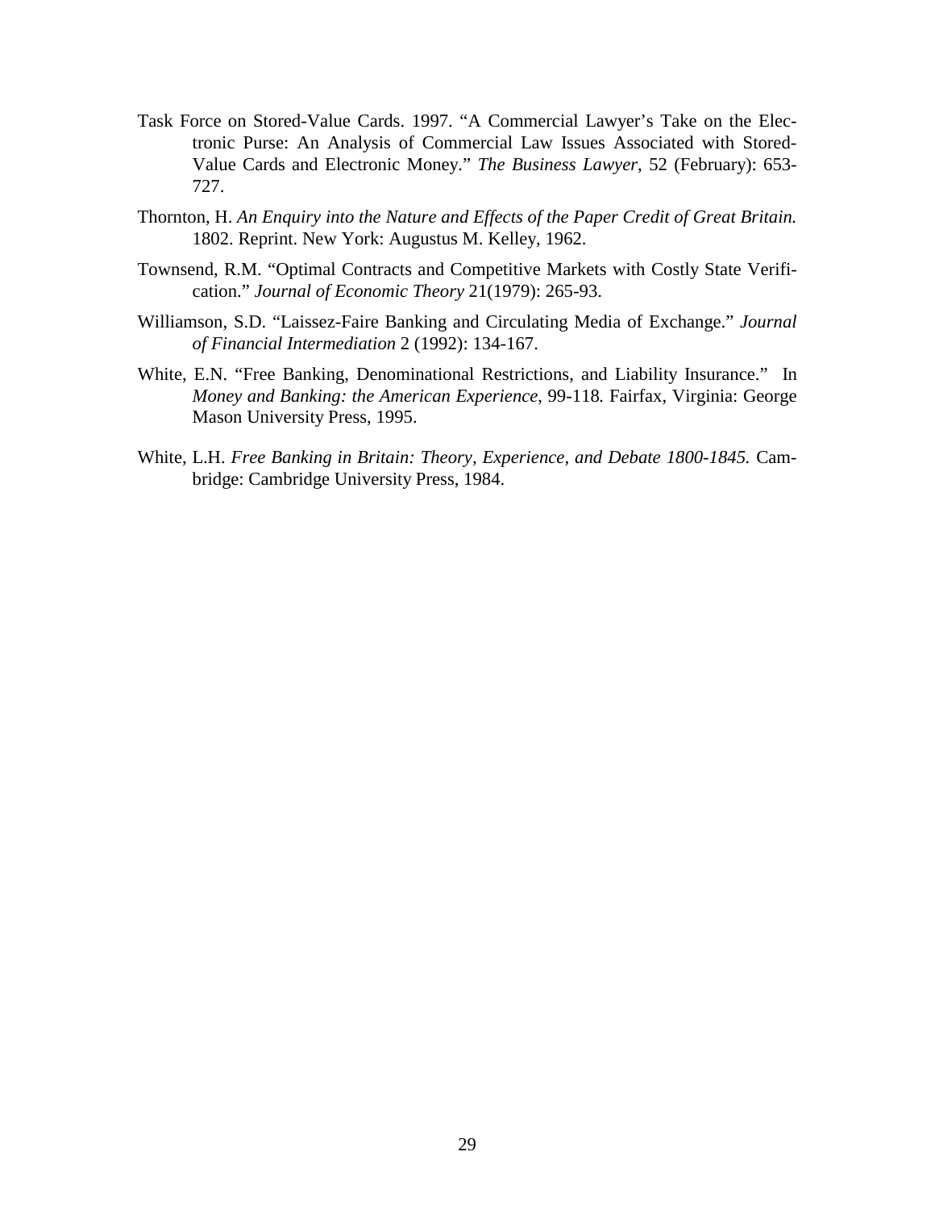Task Force on Stored-Value Cards. 1997. "A Commercial Lawyer's Take on the Electronic Purse: An Analysis of Commercial Law Issues Associated with Stored-Value Cards and Electronic Money." *The Business Lawyer*, 52 (February): 653-727.

Thornton, H. *An Enquiry into the Nature and Effects of the Paper Credit of Great Britain.* 1802. Reprint. New York: Augustus M. Kelley, 1962.

Townsend, R.M. "Optimal Contracts and Competitive Markets with Costly State Verification." *Journal of Economic Theory* 21(1979): 265-93.

Williamson, S.D. "Laissez-Faire Banking and Circulating Media of Exchange." *Journal of Financial Intermediation* 2 (1992): 134-167.

White, E.N. "Free Banking, Denominational Restrictions, and Liability Insurance." In *Money and Banking: the American Experience*, 99-118. Fairfax, Virginia: George Mason University Press, 1995.

White, L.H. *Free Banking in Britain: Theory, Experience, and Debate 1800-1845.* Cambridge: Cambridge University Press, 1984.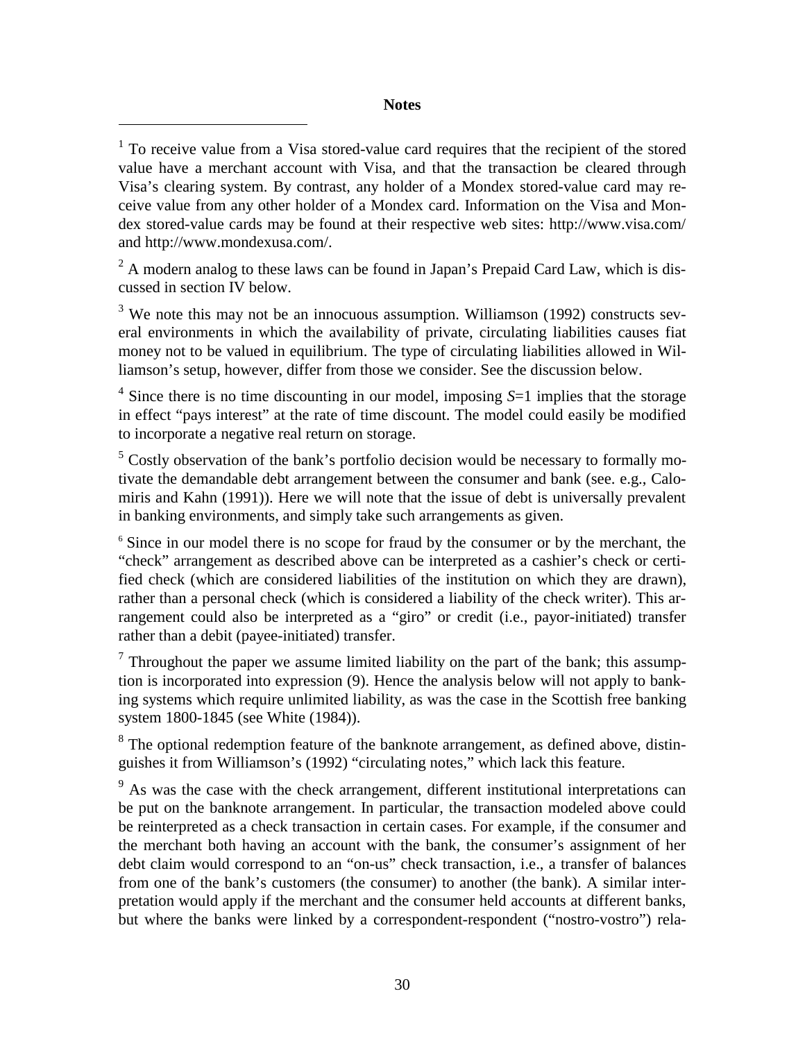## Notes

[1] To receive value from a Visa stored-value card requires that the recipient of the stored value have a merchant account with Visa, and that the transaction be cleared through Visa's clearing system. By contrast, any holder of a Mondex stored-value card may receive value from any other holder of a Mondex card. Information on the Visa and Mondex stored-value cards may be found at their respective web sites: http://www.visa.com/ and http://www.mondexusa.com/.

[2] A modern analog to these laws can be found in Japan's Prepaid Card Law, which is discussed in section IV below.

[3] We note this may not be an innocuous assumption. Williamson (1992) constructs several environments in which the availability of private, circulating liabilities causes fiat money not to be valued in equilibrium. The type of circulating liabilities allowed in Williamson's setup, however, differ from those we consider. See the discussion below.

[4] Since there is no time discounting in our model, imposing $S$=1 implies that the storage in effect "pays interest" at the rate of time discount. The model could easily be modified to incorporate a negative real return on storage.

[5] Costly observation of the bank's portfolio decision would be necessary to formally motivate the demandable debt arrangement between the consumer and bank (see. e.g., Calomiris and Kahn (1991)). Here we will note that the issue of debt is universally prevalent in banking environments, and simply take such arrangements as given.

[6] Since in our model there is no scope for fraud by the consumer or by the merchant, the "check" arrangement as described above can be interpreted as a cashier's check or certified check (which are considered liabilities of the institution on which they are drawn), rather than a personal check (which is considered a liability of the check writer). This arrangement could also be interpreted as a "giro" or credit (i.e., payor-initiated) transfer rather than a debit (payee-initiated) transfer.

[7] Throughout the paper we assume limited liability on the part of the bank; this assumption is incorporated into expression (9). Hence the analysis below will not apply to banking systems which require unlimited liability, as was the case in the Scottish free banking system 1800-1845 (see White (1984)).

[8] The optional redemption feature of the banknote arrangement, as defined above, distinguishes it from Williamson's (1992) "circulating notes," which lack this feature.

[9] As was the case with the check arrangement, different institutional interpretations can be put on the banknote arrangement. In particular, the transaction modeled above could be reinterpreted as a check transaction in certain cases. For example, if the consumer and the merchant both having an account with the bank, the consumer's assignment of her debt claim would correspond to an "on-us" check transaction, i.e., a transfer of balances from one of the bank's customers (the consumer) to another (the bank). A similar interpretation would apply if the merchant and the consumer held accounts at different banks, but where the banks were linked by a correspondent-respondent ("nostro-vostro") rela-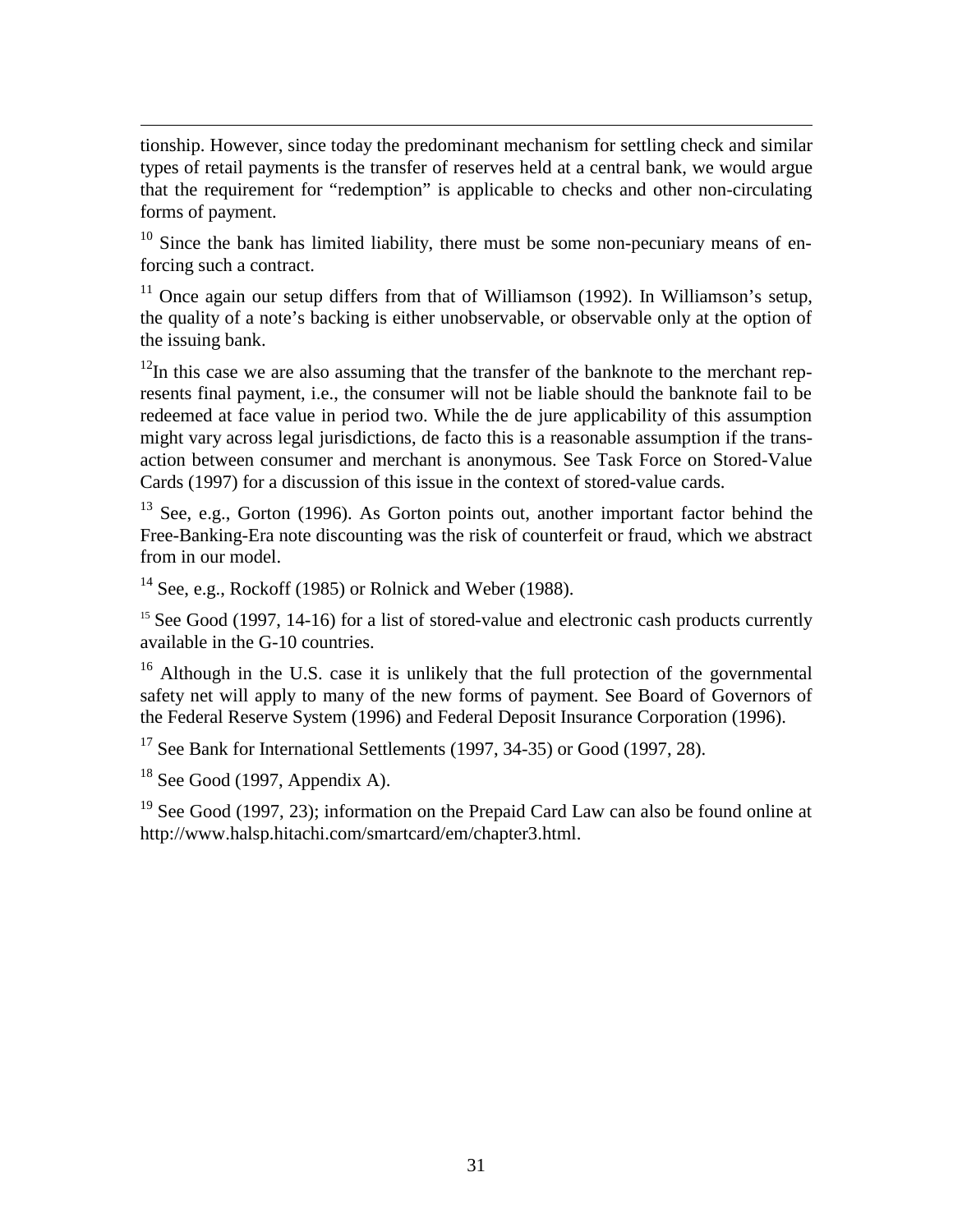tionship. However, since today the predominant mechanism for settling check and similar types of retail payments is the transfer of reserves held at a central bank, we would argue that the requirement for "redemption" is applicable to checks and other non-circulating forms of payment.

[10] Since the bank has limited liability, there must be some non-pecuniary means of enforcing such a contract.

[11] Once again our setup differs from that of Williamson (1992). In Williamson's setup, the quality of a note's backing is either unobservable, or observable only at the option of the issuing bank.

[12] In this case we are also assuming that the transfer of the banknote to the merchant represents final payment, i.e., the consumer will not be liable should the banknote fail to be redeemed at face value in period two. While the de jure applicability of this assumption might vary across legal jurisdictions, de facto this is a reasonable assumption if the transaction between consumer and merchant is anonymous. See Task Force on Stored-Value Cards (1997) for a discussion of this issue in the context of stored-value cards.

[13] See, e.g., Gorton (1996). As Gorton points out, another important factor behind the Free-Banking-Era note discounting was the risk of counterfeit or fraud, which we abstract from in our model.

[14] See, e.g., Rockoff (1985) or Rolnick and Weber (1988).

[15] See Good (1997, 14-16) for a list of stored-value and electronic cash products currently available in the G-10 countries.

[16] Although in the U.S. case it is unlikely that the full protection of the governmental safety net will apply to many of the new forms of payment. See Board of Governors of the Federal Reserve System (1996) and Federal Deposit Insurance Corporation (1996).

[17] See Bank for International Settlements (1997, 34-35) or Good (1997, 28).

[18] See Good (1997, Appendix A).

[19] See Good (1997, 23); information on the Prepaid Card Law can also be found online at http://www.halsp.hitachi.com/smartcard/em/chapter3.html.